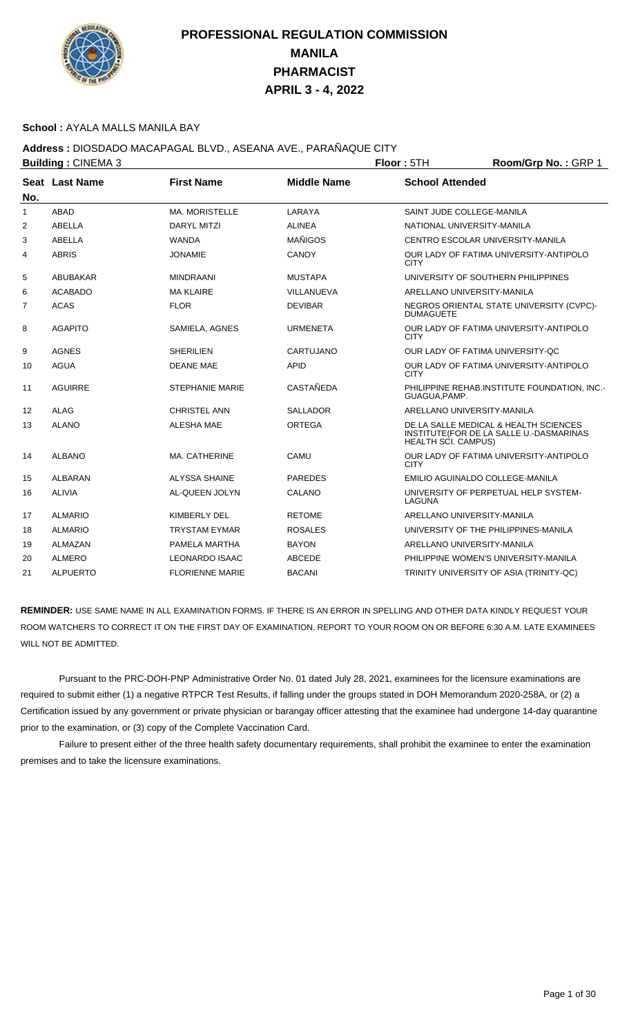# PROFESSIONAL REGULATION COMMISSION
## MANILA
## PHARMACIST
## APRIL 3 - 4, 2022

**School :** AYALA MALLS MANILA BAY

**Address :** DIOSDADO MACAPAGAL BLVD., ASEANA AVE., PARAÑAQUE CITY

**Building :** CINEMA 3 **Floor :** 5TH **Room/Grp No. :** GRP 1

| Seat No. | Last Name | First Name | Middle Name | School Attended |
|---|---|---|---|---|
| 1 | ABAD | MA. MORISTELLE | LARAYA | SAINT JUDE COLLEGE-MANILA |
| 2 | ABELLA | DARYL MITZI | ALINEA | NATIONAL UNIVERSITY-MANILA |
| 3 | ABELLA | WANDA | MAÑIGOS | CENTRO ESCOLAR UNIVERSITY-MANILA |
| 4 | ABRIS | JONAMIE | CANOY | OUR LADY OF FATIMA UNIVERSITY-ANTIPOLO CITY |
| 5 | ABUBAKAR | MINDRAANI | MUSTAPA | UNIVERSITY OF SOUTHERN PHILIPPINES |
| 6 | ACABADO | MA KLAIRE | VILLANUEVA | ARELLANO UNIVERSITY-MANILA |
| 7 | ACAS | FLOR | DEVIBAR | NEGROS ORIENTAL STATE UNIVERSITY (CVPC)-DUMAGUETE |
| 8 | AGAPITO | SAMIELA, AGNES | URMENETA | OUR LADY OF FATIMA UNIVERSITY-ANTIPOLO CITY |
| 9 | AGNES | SHERILIEN | CARTUJANO | OUR LADY OF FATIMA UNIVERSITY-QC |
| 10 | AGUA | DEANE MAE | APID | OUR LADY OF FATIMA UNIVERSITY-ANTIPOLO CITY |
| 11 | AGUIRRE | STEPHANIE MARIE | CASTAÑEDA | PHILIPPINE REHAB.INSTITUTE FOUNDATION, INC.-GUAGUA,PAMP. |
| 12 | ALAG | CHRISTEL ANN | SALLADOR | ARELLANO UNIVERSITY-MANILA |
| 13 | ALANO | ALESHA MAE | ORTEGA | DE LA SALLE MEDICAL & HEALTH SCIENCES INSTITUTE(FOR DE LA SALLE U.-DASMARINAS HEALTH SCI. CAMPUS) |
| 14 | ALBANO | MA. CATHERINE | CAMU | OUR LADY OF FATIMA UNIVERSITY-ANTIPOLO CITY |
| 15 | ALBARAN | ALYSSA SHAINE | PAREDES | EMILIO AGUINALDO COLLEGE-MANILA |
| 16 | ALIVIA | AL-QUEEN JOLYN | CALANO | UNIVERSITY OF PERPETUAL HELP SYSTEM-LAGUNA |
| 17 | ALMARIO | KIMBERLY DEL | RETOME | ARELLANO UNIVERSITY-MANILA |
| 18 | ALMARIO | TRYSTAM EYMAR | ROSALES | UNIVERSITY OF THE PHILIPPINES-MANILA |
| 19 | ALMAZAN | PAMELA MARTHA | BAYON | ARELLANO UNIVERSITY-MANILA |
| 20 | ALMERO | LEONARDO ISAAC | ABCEDE | PHILIPPINE WOMEN'S UNIVERSITY-MANILA |
| 21 | ALPUERTO | FLORIENNE MARIE | BACANI | TRINITY UNIVERSITY OF ASIA (TRINITY-QC) |

**REMINDER:** USE SAME NAME IN ALL EXAMINATION FORMS. IF THERE IS AN ERROR IN SPELLING AND OTHER DATA KINDLY REQUEST YOUR ROOM WATCHERS TO CORRECT IT ON THE FIRST DAY OF EXAMINATION. REPORT TO YOUR ROOM ON OR BEFORE 6:30 A.M. LATE EXAMINEES WILL NOT BE ADMITTED.

Pursuant to the PRC-DOH-PNP Administrative Order No. 01 dated July 28, 2021, examinees for the licensure examinations are required to submit either (1) a negative RTPCR Test Results, if falling under the groups stated in DOH Memorandum 2020-258A, or (2) a Certification issued by any government or private physician or barangay officer attesting that the examinee had undergone 14-day quarantine prior to the examination, or (3) copy of the Complete Vaccination Card.

Failure to present either of the three health safety documentary requirements, shall prohibit the examinee to enter the examination premises and to take the licensure examinations.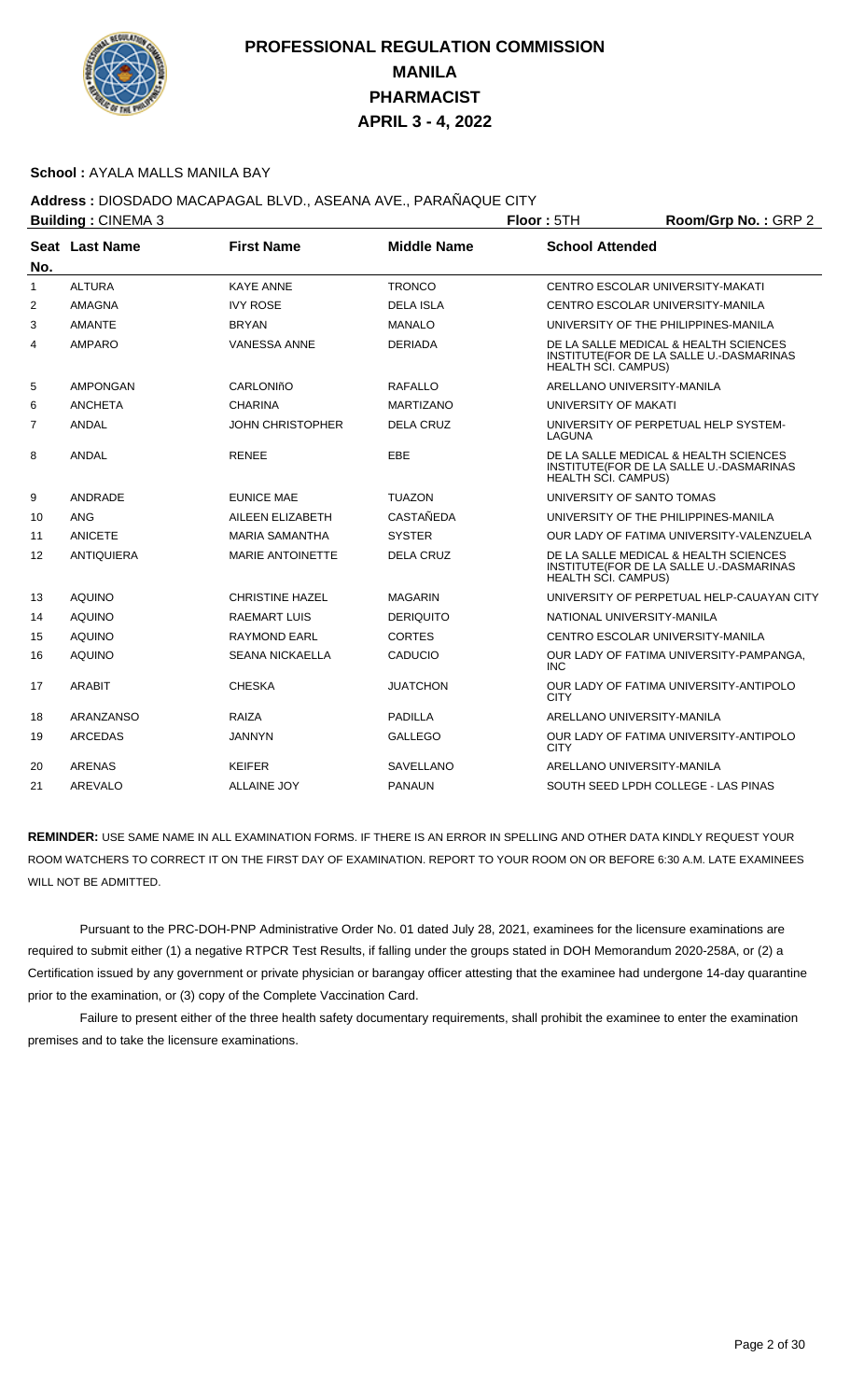# PROFESSIONAL REGULATION COMMISSION
## MANILA
## PHARMACIST
## APRIL 3 - 4, 2022

**School :** AYALA MALLS MANILA BAY

**Address :** DIOSDADO MACAPAGAL BLVD., ASEANA AVE., PARAÑAQUE CITY

**Building :** CINEMA 3 **Floor :** 5TH **Room/Grp No. :** GRP 2

| Seat No. | Last Name | First Name | Middle Name | School Attended |
|---|---|---|---|---|
| 1 | ALTURA | KAYE ANNE | TRONCO | CENTRO ESCOLAR UNIVERSITY-MAKATI |
| 2 | AMAGNA | IVY ROSE | DELA ISLA | CENTRO ESCOLAR UNIVERSITY-MANILA |
| 3 | AMANTE | BRYAN | MANALO | UNIVERSITY OF THE PHILIPPINES-MANILA |
| 4 | AMPARO | VANESSA ANNE | DERIADA | DE LA SALLE MEDICAL & HEALTH SCIENCES INSTITUTE(FOR DE LA SALLE U.-DASMARINAS HEALTH SCI. CAMPUS) |
| 5 | AMPONGAN | CARLONIñO | RAFALLO | ARELLANO UNIVERSITY-MANILA |
| 6 | ANCHETA | CHARINA | MARTIZANO | UNIVERSITY OF MAKATI |
| 7 | ANDAL | JOHN CHRISTOPHER | DELA CRUZ | UNIVERSITY OF PERPETUAL HELP SYSTEM-LAGUNA |
| 8 | ANDAL | RENEE | EBE | DE LA SALLE MEDICAL & HEALTH SCIENCES INSTITUTE(FOR DE LA SALLE U.-DASMARINAS HEALTH SCI. CAMPUS) |
| 9 | ANDRADE | EUNICE MAE | TUAZON | UNIVERSITY OF SANTO TOMAS |
| 10 | ANG | AILEEN ELIZABETH | CASTAÑEDA | UNIVERSITY OF THE PHILIPPINES-MANILA |
| 11 | ANICETE | MARIA SAMANTHA | SYSTER | OUR LADY OF FATIMA UNIVERSITY-VALENZUELA |
| 12 | ANTIQUIERA | MARIE ANTOINETTE | DELA CRUZ | DE LA SALLE MEDICAL & HEALTH SCIENCES INSTITUTE(FOR DE LA SALLE U.-DASMARINAS HEALTH SCI. CAMPUS) |
| 13 | AQUINO | CHRISTINE HAZEL | MAGARIN | UNIVERSITY OF PERPETUAL HELP-CAUAYAN CITY |
| 14 | AQUINO | RAEMART LUIS | DERIQUITO | NATIONAL UNIVERSITY-MANILA |
| 15 | AQUINO | RAYMOND EARL | CORTES | CENTRO ESCOLAR UNIVERSITY-MANILA |
| 16 | AQUINO | SEANA NICKAELLA | CADUCIO | OUR LADY OF FATIMA UNIVERSITY-PAMPANGA, INC |
| 17 | ARABIT | CHESKA | JUATCHON | OUR LADY OF FATIMA UNIVERSITY-ANTIPOLO CITY |
| 18 | ARANZANSO | RAIZA | PADILLA | ARELLANO UNIVERSITY-MANILA |
| 19 | ARCEDAS | JANNYN | GALLEGO | OUR LADY OF FATIMA UNIVERSITY-ANTIPOLO CITY |
| 20 | ARENAS | KEIFER | SAVELLANO | ARELLANO UNIVERSITY-MANILA |
| 21 | AREVALO | ALLAINE JOY | PANAUN | SOUTH SEED LPDH COLLEGE - LAS PINAS |

**REMINDER:** USE SAME NAME IN ALL EXAMINATION FORMS. IF THERE IS AN ERROR IN SPELLING AND OTHER DATA KINDLY REQUEST YOUR ROOM WATCHERS TO CORRECT IT ON THE FIRST DAY OF EXAMINATION. REPORT TO YOUR ROOM ON OR BEFORE 6:30 A.M. LATE EXAMINEES WILL NOT BE ADMITTED.

Pursuant to the PRC-DOH-PNP Administrative Order No. 01 dated July 28, 2021, examinees for the licensure examinations are required to submit either (1) a negative RTPCR Test Results, if falling under the groups stated in DOH Memorandum 2020-258A, or (2) a Certification issued by any government or private physician or barangay officer attesting that the examinee had undergone 14-day quarantine prior to the examination, or (3) copy of the Complete Vaccination Card.

Failure to present either of the three health safety documentary requirements, shall prohibit the examinee to enter the examination premises and to take the licensure examinations.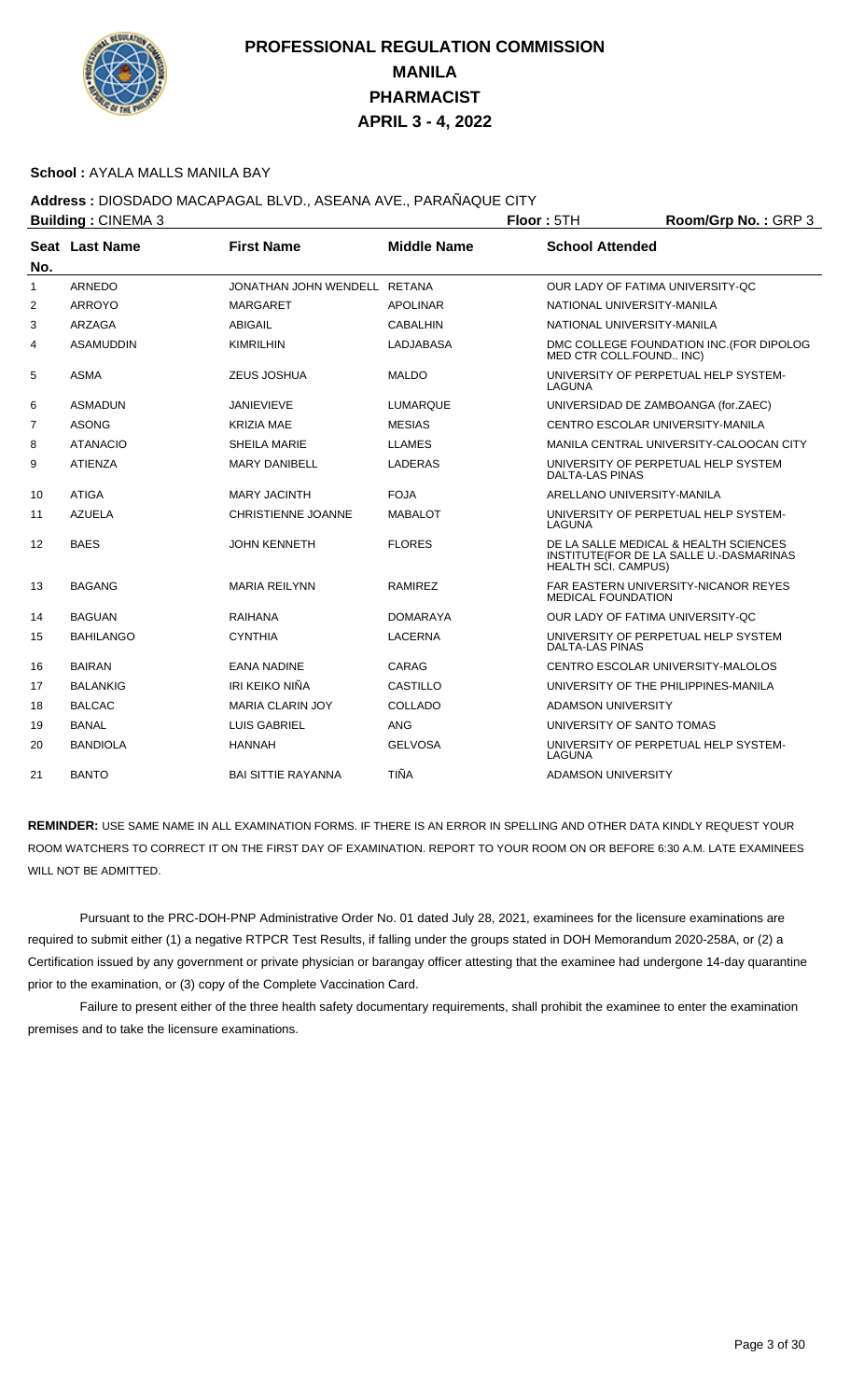# PROFESSIONAL REGULATION COMMISSION
## MANILA
## PHARMACIST
## APRIL 3 - 4, 2022

**School :** AYALA MALLS MANILA BAY

**Address :** DIOSDADO MACAPAGAL BLVD., ASEANA AVE., PARAÑAQUE CITY

**Building :** CINEMA 3 **Floor :** 5TH **Room/Grp No. :** GRP 3

| Seat No. | Last Name | First Name | Middle Name | School Attended |
|---|---|---|---|---|
| 1 | ARNEDO | JONATHAN JOHN WENDELL | RETANA | OUR LADY OF FATIMA UNIVERSITY-QC |
| 2 | ARROYO | MARGARET | APOLINAR | NATIONAL UNIVERSITY-MANILA |
| 3 | ARZAGA | ABIGAIL | CABALHIN | NATIONAL UNIVERSITY-MANILA |
| 4 | ASAMUDDIN | KIMRILHIN | LADJABASA | DMC COLLEGE FOUNDATION INC.(FOR DIPOLOG MED CTR COLL.FOUND.. INC) |
| 5 | ASMA | ZEUS JOSHUA | MALDO | UNIVERSITY OF PERPETUAL HELP SYSTEM-LAGUNA |
| 6 | ASMADUN | JANIEVIEVE | LUMARQUE | UNIVERSIDAD DE ZAMBOANGA (for.ZAEC) |
| 7 | ASONG | KRIZIA MAE | MESIAS | CENTRO ESCOLAR UNIVERSITY-MANILA |
| 8 | ATANACIO | SHEILA MARIE | LLAMES | MANILA CENTRAL UNIVERSITY-CALOOCAN CITY |
| 9 | ATIENZA | MARY DANIBELL | LADERAS | UNIVERSITY OF PERPETUAL HELP SYSTEM DALTA-LAS PINAS |
| 10 | ATIGA | MARY JACINTH | FOJA | ARELLANO UNIVERSITY-MANILA |
| 11 | AZUELA | CHRISTIENNE JOANNE | MABALOT | UNIVERSITY OF PERPETUAL HELP SYSTEM-LAGUNA |
| 12 | BAES | JOHN KENNETH | FLORES | DE LA SALLE MEDICAL & HEALTH SCIENCES INSTITUTE(FOR DE LA SALLE U.-DASMARINAS HEALTH SCI. CAMPUS) |
| 13 | BAGANG | MARIA REILYNN | RAMIREZ | FAR EASTERN UNIVERSITY-NICANOR REYES MEDICAL FOUNDATION |
| 14 | BAGUAN | RAIHANA | DOMARAYA | OUR LADY OF FATIMA UNIVERSITY-QC |
| 15 | BAHILANGO | CYNTHIA | LACERNA | UNIVERSITY OF PERPETUAL HELP SYSTEM DALTA-LAS PINAS |
| 16 | BAIRAN | EANA NADINE | CARAG | CENTRO ESCOLAR UNIVERSITY-MALOLOS |
| 17 | BALANKIG | IRI KEIKO NIÑA | CASTILLO | UNIVERSITY OF THE PHILIPPINES-MANILA |
| 18 | BALCAC | MARIA CLARIN JOY | COLLADO | ADAMSON UNIVERSITY |
| 19 | BANAL | LUIS GABRIEL | ANG | UNIVERSITY OF SANTO TOMAS |
| 20 | BANDIOLA | HANNAH | GELVOSA | UNIVERSITY OF PERPETUAL HELP SYSTEM-LAGUNA |
| 21 | BANTO | BAI SITTIE RAYANNA | TIÑA | ADAMSON UNIVERSITY |

**REMINDER:** USE SAME NAME IN ALL EXAMINATION FORMS. IF THERE IS AN ERROR IN SPELLING AND OTHER DATA KINDLY REQUEST YOUR ROOM WATCHERS TO CORRECT IT ON THE FIRST DAY OF EXAMINATION. REPORT TO YOUR ROOM ON OR BEFORE 6:30 A.M. LATE EXAMINEES WILL NOT BE ADMITTED.

Pursuant to the PRC-DOH-PNP Administrative Order No. 01 dated July 28, 2021, examinees for the licensure examinations are required to submit either (1) a negative RTPCR Test Results, if falling under the groups stated in DOH Memorandum 2020-258A, or (2) a Certification issued by any government or private physician or barangay officer attesting that the examinee had undergone 14-day quarantine prior to the examination, or (3) copy of the Complete Vaccination Card.

Failure to present either of the three health safety documentary requirements, shall prohibit the examinee to enter the examination premises and to take the licensure examinations.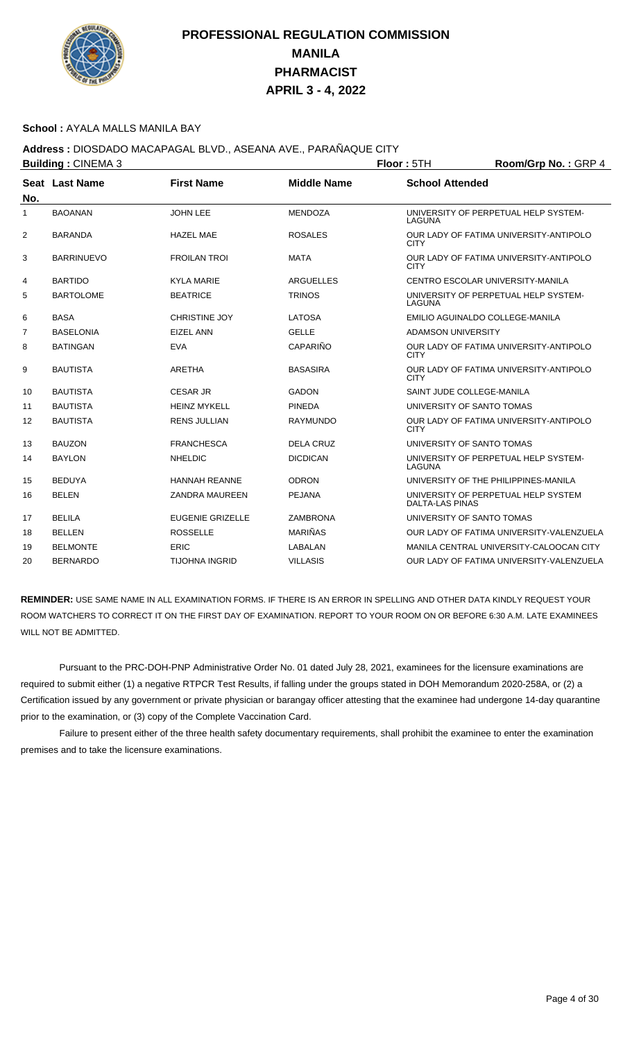# PROFESSIONAL REGULATION COMMISSION
# MANILA
# PHARMACIST
# APRIL 3 - 4, 2022

**School :** AYALA MALLS MANILA BAY

**Address :** DIOSDADO MACAPAGAL BLVD., ASEANA AVE., PARAÑAQUE CITY

**Building :** CINEMA 3 **Floor :** 5TH **Room/Grp No. :** GRP 4

| Seat No. | Last Name | First Name | Middle Name | School Attended |
|---|---|---|---|---|
| 1 | BAOANAN | JOHN LEE | MENDOZA | UNIVERSITY OF PERPETUAL HELP SYSTEM-LAGUNA |
| 2 | BARANDA | HAZEL MAE | ROSALES | OUR LADY OF FATIMA UNIVERSITY-ANTIPOLO CITY |
| 3 | BARRINUEVO | FROILAN TROI | MATA | OUR LADY OF FATIMA UNIVERSITY-ANTIPOLO CITY |
| 4 | BARTIDO | KYLA MARIE | ARGUELLES | CENTRO ESCOLAR UNIVERSITY-MANILA |
| 5 | BARTOLOME | BEATRICE | TRINOS | UNIVERSITY OF PERPETUAL HELP SYSTEM-LAGUNA |
| 6 | BASA | CHRISTINE JOY | LATOSA | EMILIO AGUINALDO COLLEGE-MANILA |
| 7 | BASELONIA | EIZEL ANN | GELLE | ADAMSON UNIVERSITY |
| 8 | BATINGAN | EVA | CAPARIÑO | OUR LADY OF FATIMA UNIVERSITY-ANTIPOLO CITY |
| 9 | BAUTISTA | ARETHA | BASASIRA | OUR LADY OF FATIMA UNIVERSITY-ANTIPOLO CITY |
| 10 | BAUTISTA | CESAR JR | GADON | SAINT JUDE COLLEGE-MANILA |
| 11 | BAUTISTA | HEINZ MYKELL | PINEDA | UNIVERSITY OF SANTO TOMAS |
| 12 | BAUTISTA | RENS JULLIAN | RAYMUNDO | OUR LADY OF FATIMA UNIVERSITY-ANTIPOLO CITY |
| 13 | BAUZON | FRANCHESCA | DELA CRUZ | UNIVERSITY OF SANTO TOMAS |
| 14 | BAYLON | NHELDIC | DICDICAN | UNIVERSITY OF PERPETUAL HELP SYSTEM-LAGUNA |
| 15 | BEDUYA | HANNAH REANNE | ODRON | UNIVERSITY OF THE PHILIPPINES-MANILA |
| 16 | BELEN | ZANDRA MAUREEN | PEJANA | UNIVERSITY OF PERPETUAL HELP SYSTEM DALTA-LAS PINAS |
| 17 | BELILA | EUGENIE GRIZELLE | ZAMBRONA | UNIVERSITY OF SANTO TOMAS |
| 18 | BELLEN | ROSSELLE | MARIÑAS | OUR LADY OF FATIMA UNIVERSITY-VALENZUELA |
| 19 | BELMONTE | ERIC | LABALAN | MANILA CENTRAL UNIVERSITY-CALOOCAN CITY |
| 20 | BERNARDO | TIJOHNA INGRID | VILLASIS | OUR LADY OF FATIMA UNIVERSITY-VALENZUELA |

**REMINDER:** USE SAME NAME IN ALL EXAMINATION FORMS. IF THERE IS AN ERROR IN SPELLING AND OTHER DATA KINDLY REQUEST YOUR ROOM WATCHERS TO CORRECT IT ON THE FIRST DAY OF EXAMINATION. REPORT TO YOUR ROOM ON OR BEFORE 6:30 A.M. LATE EXAMINEES WILL NOT BE ADMITTED.

Pursuant to the PRC-DOH-PNP Administrative Order No. 01 dated July 28, 2021, examinees for the licensure examinations are required to submit either (1) a negative RTPCR Test Results, if falling under the groups stated in DOH Memorandum 2020-258A, or (2) a Certification issued by any government or private physician or barangay officer attesting that the examinee had undergone 14-day quarantine prior to the examination, or (3) copy of the Complete Vaccination Card.

Failure to present either of the three health safety documentary requirements, shall prohibit the examinee to enter the examination premises and to take the licensure examinations.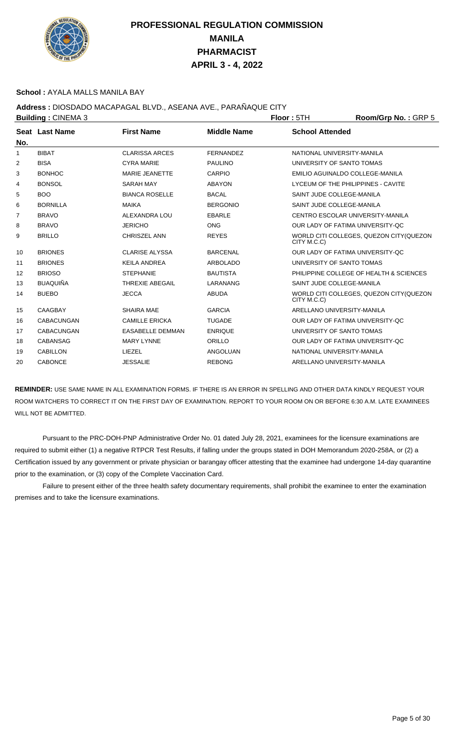# PROFESSIONAL REGULATION COMMISSION
## MANILA
## PHARMACIST
## APRIL 3 - 4, 2022

**School :** AYALA MALLS MANILA BAY

**Address :** DIOSDADO MACAPAGAL BLVD., ASEANA AVE., PARAÑAQUE CITY

**Building :** CINEMA 3 **Floor :** 5TH **Room/Grp No. :** GRP 5

| Seat No. | Last Name | First Name | Middle Name | School Attended |
|---|---|---|---|---|
| 1 | BIBAT | CLARISSA ARCES | FERNANDEZ | NATIONAL UNIVERSITY-MANILA |
| 2 | BISA | CYRA MARIE | PAULINO | UNIVERSITY OF SANTO TOMAS |
| 3 | BONHOC | MARIE JEANETTE | CARPIO | EMILIO AGUINALDO COLLEGE-MANILA |
| 4 | BONSOL | SARAH MAY | ABAYON | LYCEUM OF THE PHILIPPINES - CAVITE |
| 5 | BOO | BIANCA ROSELLE | BACAL | SAINT JUDE COLLEGE-MANILA |
| 6 | BORNILLA | MAIKA | BERGONIO | SAINT JUDE COLLEGE-MANILA |
| 7 | BRAVO | ALEXANDRA LOU | EBARLE | CENTRO ESCOLAR UNIVERSITY-MANILA |
| 8 | BRAVO | JERICHO | ONG | OUR LADY OF FATIMA UNIVERSITY-QC |
| 9 | BRILLO | CHRISZEL ANN | REYES | WORLD CITI COLLEGES, QUEZON CITY(QUEZON CITY M.C.C) |
| 10 | BRIONES | CLARISE ALYSSA | BARCENAL | OUR LADY OF FATIMA UNIVERSITY-QC |
| 11 | BRIONES | KEILA ANDREA | ARBOLADO | UNIVERSITY OF SANTO TOMAS |
| 12 | BRIOSO | STEPHANIE | BAUTISTA | PHILIPPINE COLLEGE OF HEALTH & SCIENCES |
| 13 | BUAQUIÑA | THREXIE ABEGAIL | LARANANG | SAINT JUDE COLLEGE-MANILA |
| 14 | BUEBO | JECCA | ABUDA | WORLD CITI COLLEGES, QUEZON CITY(QUEZON CITY M.C.C) |
| 15 | CAAGBAY | SHAIRA MAE | GARCIA | ARELLANO UNIVERSITY-MANILA |
| 16 | CABACUNGAN | CAMILLE ERICKA | TUGADE | OUR LADY OF FATIMA UNIVERSITY-QC |
| 17 | CABACUNGAN | EASABELLE DEMMAN | ENRIQUE | UNIVERSITY OF SANTO TOMAS |
| 18 | CABANSAG | MARY LYNNE | ORILLO | OUR LADY OF FATIMA UNIVERSITY-QC |
| 19 | CABILLON | LIEZEL | ANGOLUAN | NATIONAL UNIVERSITY-MANILA |
| 20 | CABONCE | JESSALIE | REBONG | ARELLANO UNIVERSITY-MANILA |

**REMINDER:** USE SAME NAME IN ALL EXAMINATION FORMS. IF THERE IS AN ERROR IN SPELLING AND OTHER DATA KINDLY REQUEST YOUR ROOM WATCHERS TO CORRECT IT ON THE FIRST DAY OF EXAMINATION. REPORT TO YOUR ROOM ON OR BEFORE 6:30 A.M. LATE EXAMINEES WILL NOT BE ADMITTED.

Pursuant to the PRC-DOH-PNP Administrative Order No. 01 dated July 28, 2021, examinees for the licensure examinations are required to submit either (1) a negative RTPCR Test Results, if falling under the groups stated in DOH Memorandum 2020-258A, or (2) a Certification issued by any government or private physician or barangay officer attesting that the examinee had undergone 14-day quarantine prior to the examination, or (3) copy of the Complete Vaccination Card.

Failure to present either of the three health safety documentary requirements, shall prohibit the examinee to enter the examination premises and to take the licensure examinations.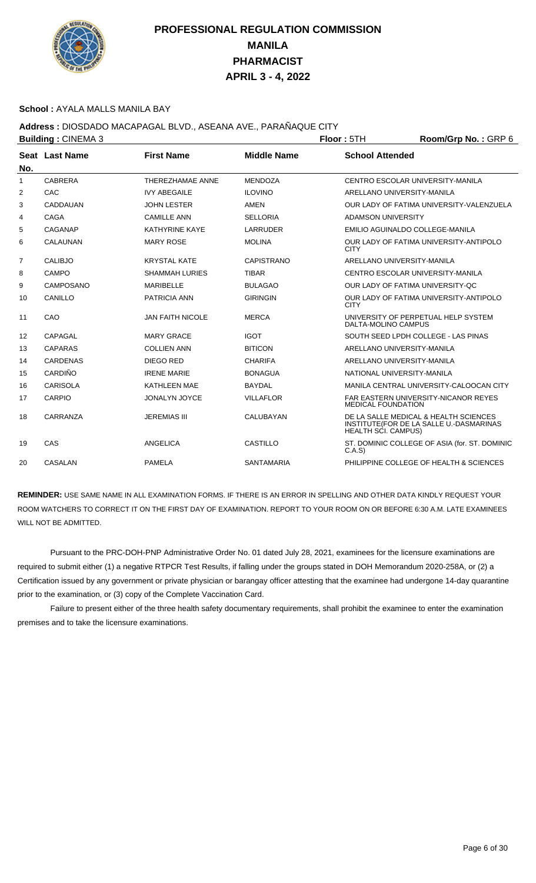# PROFESSIONAL REGULATION COMMISSION
# MANILA
# PHARMACIST
# APRIL 3 - 4, 2022

**School :** AYALA MALLS MANILA BAY

**Address :** DIOSDADO MACAPAGAL BLVD., ASEANA AVE., PARAÑAQUE CITY

**Building :** CINEMA 3 **Floor :** 5TH **Room/Grp No. :** GRP 6

| Seat No. | Last Name | First Name | Middle Name | School Attended |
|---|---|---|---|---|
| 1 | CABRERA | THEREZHAMAE ANNE | MENDOZA | CENTRO ESCOLAR UNIVERSITY-MANILA |
| 2 | CAC | IVY ABEGAILE | ILOVINO | ARELLANO UNIVERSITY-MANILA |
| 3 | CADDAUAN | JOHN LESTER | AMEN | OUR LADY OF FATIMA UNIVERSITY-VALENZUELA |
| 4 | CAGA | CAMILLE ANN | SELLORIA | ADAMSON UNIVERSITY |
| 5 | CAGANAP | KATHYRINE KAYE | LARRUDER | EMILIO AGUINALDO COLLEGE-MANILA |
| 6 | CALAUNAN | MARY ROSE | MOLINA | OUR LADY OF FATIMA UNIVERSITY-ANTIPOLO CITY |
| 7 | CALIBJO | KRYSTAL KATE | CAPISTRANO | ARELLANO UNIVERSITY-MANILA |
| 8 | CAMPO | SHAMMAH LURIES | TIBAR | CENTRO ESCOLAR UNIVERSITY-MANILA |
| 9 | CAMPOSANO | MARIBELLE | BULAGAO | OUR LADY OF FATIMA UNIVERSITY-QC |
| 10 | CANILLO | PATRICIA ANN | GIRINGIN | OUR LADY OF FATIMA UNIVERSITY-ANTIPOLO CITY |
| 11 | CAO | JAN FAITH NICOLE | MERCA | UNIVERSITY OF PERPETUAL HELP SYSTEM DALTA-MOLINO CAMPUS |
| 12 | CAPAGAL | MARY GRACE | IGOT | SOUTH SEED LPDH COLLEGE - LAS PINAS |
| 13 | CAPARAS | COLLIEN ANN | BITICON | ARELLANO UNIVERSITY-MANILA |
| 14 | CARDENAS | DIEGO RED | CHARIFA | ARELLANO UNIVERSITY-MANILA |
| 15 | CARDIÑO | IRENE MARIE | BONAGUA | NATIONAL UNIVERSITY-MANILA |
| 16 | CARISOLA | KATHLEEN MAE | BAYDAL | MANILA CENTRAL UNIVERSITY-CALOOCAN CITY |
| 17 | CARPIO | JONALYN JOYCE | VILLAFLOR | FAR EASTERN UNIVERSITY-NICANOR REYES MEDICAL FOUNDATION |
| 18 | CARRANZA | JEREMIAS III | CALUBAYAN | DE LA SALLE MEDICAL & HEALTH SCIENCES INSTITUTE(FOR DE LA SALLE U.-DASMARINAS HEALTH SCI. CAMPUS) |
| 19 | CAS | ANGELICA | CASTILLO | ST. DOMINIC COLLEGE OF ASIA (for. ST. DOMINIC C.A.S) |
| 20 | CASALAN | PAMELA | SANTAMARIA | PHILIPPINE COLLEGE OF HEALTH & SCIENCES |

**REMINDER:** USE SAME NAME IN ALL EXAMINATION FORMS. IF THERE IS AN ERROR IN SPELLING AND OTHER DATA KINDLY REQUEST YOUR ROOM WATCHERS TO CORRECT IT ON THE FIRST DAY OF EXAMINATION. REPORT TO YOUR ROOM ON OR BEFORE 6:30 A.M. LATE EXAMINEES WILL NOT BE ADMITTED.

Pursuant to the PRC-DOH-PNP Administrative Order No. 01 dated July 28, 2021, examinees for the licensure examinations are required to submit either (1) a negative RTPCR Test Results, if falling under the groups stated in DOH Memorandum 2020-258A, or (2) a Certification issued by any government or private physician or barangay officer attesting that the examinee had undergone 14-day quarantine prior to the examination, or (3) copy of the Complete Vaccination Card.

Failure to present either of the three health safety documentary requirements, shall prohibit the examinee to enter the examination premises and to take the licensure examinations.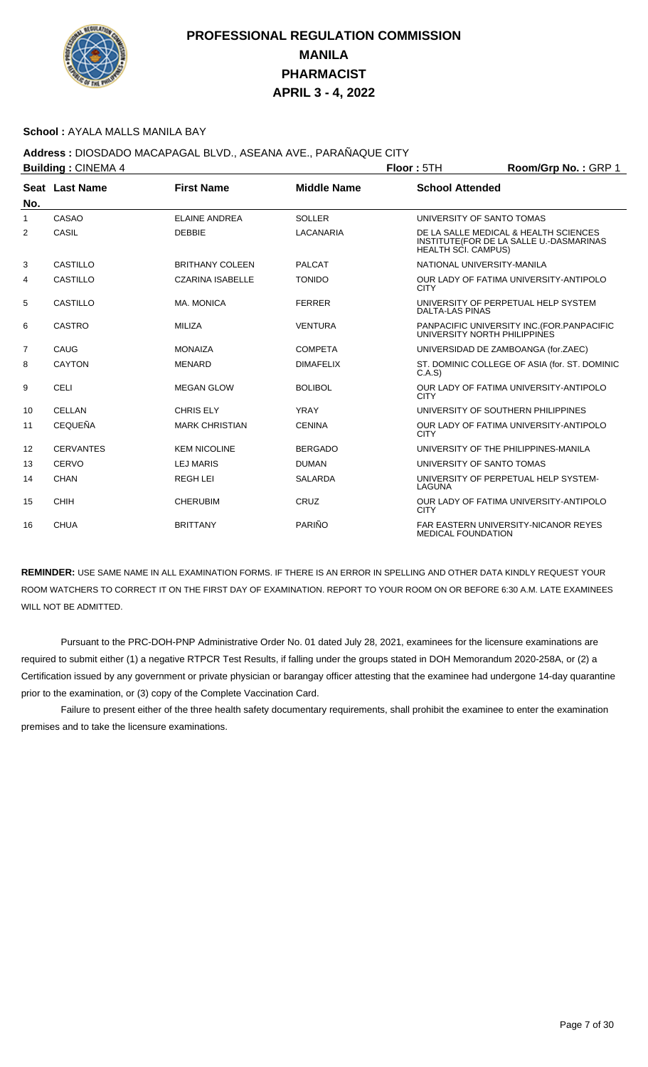# PROFESSIONAL REGULATION COMMISSION
## MANILA
## PHARMACIST
## APRIL 3 - 4, 2022

**School :** AYALA MALLS MANILA BAY

**Address :** DIOSDADO MACAPAGAL BLVD., ASEANA AVE., PARAÑAQUE CITY

**Building :** CINEMA 4 **Floor :** 5TH **Room/Grp No. :** GRP 1

| Seat No. | Last Name | First Name | Middle Name | School Attended |
|---|---|---|---|---|
| 1 | CASAO | ELAINE ANDREA | SOLLER | UNIVERSITY OF SANTO TOMAS |
| 2 | CASIL | DEBBIE | LACANARIA | DE LA SALLE MEDICAL & HEALTH SCIENCES INSTITUTE(FOR DE LA SALLE U.-DASMARINAS HEALTH SCI. CAMPUS) |
| 3 | CASTILLO | BRITHANY COLEEN | PALCAT | NATIONAL UNIVERSITY-MANILA |
| 4 | CASTILLO | CZARINA ISABELLE | TONIDO | OUR LADY OF FATIMA UNIVERSITY-ANTIPOLO CITY |
| 5 | CASTILLO | MA. MONICA | FERRER | UNIVERSITY OF PERPETUAL HELP SYSTEM DALTA-LAS PINAS |
| 6 | CASTRO | MILIZA | VENTURA | PANPACIFIC UNIVERSITY INC.(FOR.PANPACIFIC UNIVERSITY NORTH PHILIPPINES |
| 7 | CAUG | MONAIZA | COMPETA | UNIVERSIDAD DE ZAMBOANGA (for.ZAEC) |
| 8 | CAYTON | MENARD | DIMAFELIX | ST. DOMINIC COLLEGE OF ASIA (for. ST. DOMINIC C.A.S) |
| 9 | CELI | MEGAN GLOW | BOLIBOL | OUR LADY OF FATIMA UNIVERSITY-ANTIPOLO CITY |
| 10 | CELLAN | CHRIS ELY | YRAY | UNIVERSITY OF SOUTHERN PHILIPPINES |
| 11 | CEQUEÑA | MARK CHRISTIAN | CENINA | OUR LADY OF FATIMA UNIVERSITY-ANTIPOLO CITY |
| 12 | CERVANTES | KEM NICOLINE | BERGADO | UNIVERSITY OF THE PHILIPPINES-MANILA |
| 13 | CERVO | LEJ MARIS | DUMAN | UNIVERSITY OF SANTO TOMAS |
| 14 | CHAN | REGH LEI | SALARDA | UNIVERSITY OF PERPETUAL HELP SYSTEM-LAGUNA |
| 15 | CHIH | CHERUBIM | CRUZ | OUR LADY OF FATIMA UNIVERSITY-ANTIPOLO CITY |
| 16 | CHUA | BRITTANY | PARIÑO | FAR EASTERN UNIVERSITY-NICANOR REYES MEDICAL FOUNDATION |

**REMINDER:** USE SAME NAME IN ALL EXAMINATION FORMS. IF THERE IS AN ERROR IN SPELLING AND OTHER DATA KINDLY REQUEST YOUR ROOM WATCHERS TO CORRECT IT ON THE FIRST DAY OF EXAMINATION. REPORT TO YOUR ROOM ON OR BEFORE 6:30 A.M. LATE EXAMINEES WILL NOT BE ADMITTED.

Pursuant to the PRC-DOH-PNP Administrative Order No. 01 dated July 28, 2021, examinees for the licensure examinations are required to submit either (1) a negative RTPCR Test Results, if falling under the groups stated in DOH Memorandum 2020-258A, or (2) a Certification issued by any government or private physician or barangay officer attesting that the examinee had undergone 14-day quarantine prior to the examination, or (3) copy of the Complete Vaccination Card.

Failure to present either of the three health safety documentary requirements, shall prohibit the examinee to enter the examination premises and to take the licensure examinations.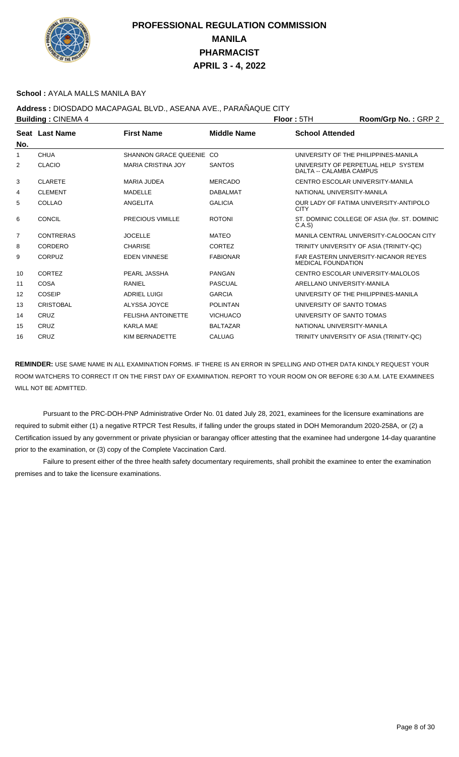# PROFESSIONAL REGULATION COMMISSION
# MANILA
# PHARMACIST
# APRIL 3 - 4, 2022

**School :** AYALA MALLS MANILA BAY

**Address :** DIOSDADO MACAPAGAL BLVD., ASEANA AVE., PARAÑAQUE CITY

**Building :** CINEMA 4 **Floor :** 5TH **Room/Grp No. :** GRP 2

| Seat No. | Last Name | First Name | Middle Name | School Attended |
|---|---|---|---|---|
| 1 | CHUA | SHANNON GRACE QUEENIE | CO | UNIVERSITY OF THE PHILIPPINES-MANILA |
| 2 | CLACIO | MARIA CRISTINA JOY | SANTOS | UNIVERSITY OF PERPETUAL HELP SYSTEM DALTA -- CALAMBA CAMPUS |
| 3 | CLARETE | MARIA JUDEA | MERCADO | CENTRO ESCOLAR UNIVERSITY-MANILA |
| 4 | CLEMENT | MADELLE | DABALMAT | NATIONAL UNIVERSITY-MANILA |
| 5 | COLLAO | ANGELITA | GALICIA | OUR LADY OF FATIMA UNIVERSITY-ANTIPOLO CITY |
| 6 | CONCIL | PRECIOUS VIMILLE | ROTONI | ST. DOMINIC COLLEGE OF ASIA (for. ST. DOMINIC C.A.S) |
| 7 | CONTRERAS | JOCELLE | MATEO | MANILA CENTRAL UNIVERSITY-CALOOCAN CITY |
| 8 | CORDERO | CHARISE | CORTEZ | TRINITY UNIVERSITY OF ASIA (TRINITY-QC) |
| 9 | CORPUZ | EDEN VINNESE | FABIONAR | FAR EASTERN UNIVERSITY-NICANOR REYES MEDICAL FOUNDATION |
| 10 | CORTEZ | PEARL JASSHA | PANGAN | CENTRO ESCOLAR UNIVERSITY-MALOLOS |
| 11 | COSA | RANIEL | PASCUAL | ARELLANO UNIVERSITY-MANILA |
| 12 | COSEIP | ADRIEL LUIGI | GARCIA | UNIVERSITY OF THE PHILIPPINES-MANILA |
| 13 | CRISTOBAL | ALYSSA JOYCE | POLINTAN | UNIVERSITY OF SANTO TOMAS |
| 14 | CRUZ | FELISHA ANTOINETTE | VICHUACO | UNIVERSITY OF SANTO TOMAS |
| 15 | CRUZ | KARLA MAE | BALTAZAR | NATIONAL UNIVERSITY-MANILA |
| 16 | CRUZ | KIM BERNADETTE | CALUAG | TRINITY UNIVERSITY OF ASIA (TRINITY-QC) |

**REMINDER:** USE SAME NAME IN ALL EXAMINATION FORMS. IF THERE IS AN ERROR IN SPELLING AND OTHER DATA KINDLY REQUEST YOUR ROOM WATCHERS TO CORRECT IT ON THE FIRST DAY OF EXAMINATION. REPORT TO YOUR ROOM ON OR BEFORE 6:30 A.M. LATE EXAMINEES WILL NOT BE ADMITTED.

Pursuant to the PRC-DOH-PNP Administrative Order No. 01 dated July 28, 2021, examinees for the licensure examinations are required to submit either (1) a negative RTPCR Test Results, if falling under the groups stated in DOH Memorandum 2020-258A, or (2) a Certification issued by any government or private physician or barangay officer attesting that the examinee had undergone 14-day quarantine prior to the examination, or (3) copy of the Complete Vaccination Card.

Failure to present either of the three health safety documentary requirements, shall prohibit the examinee to enter the examination premises and to take the licensure examinations.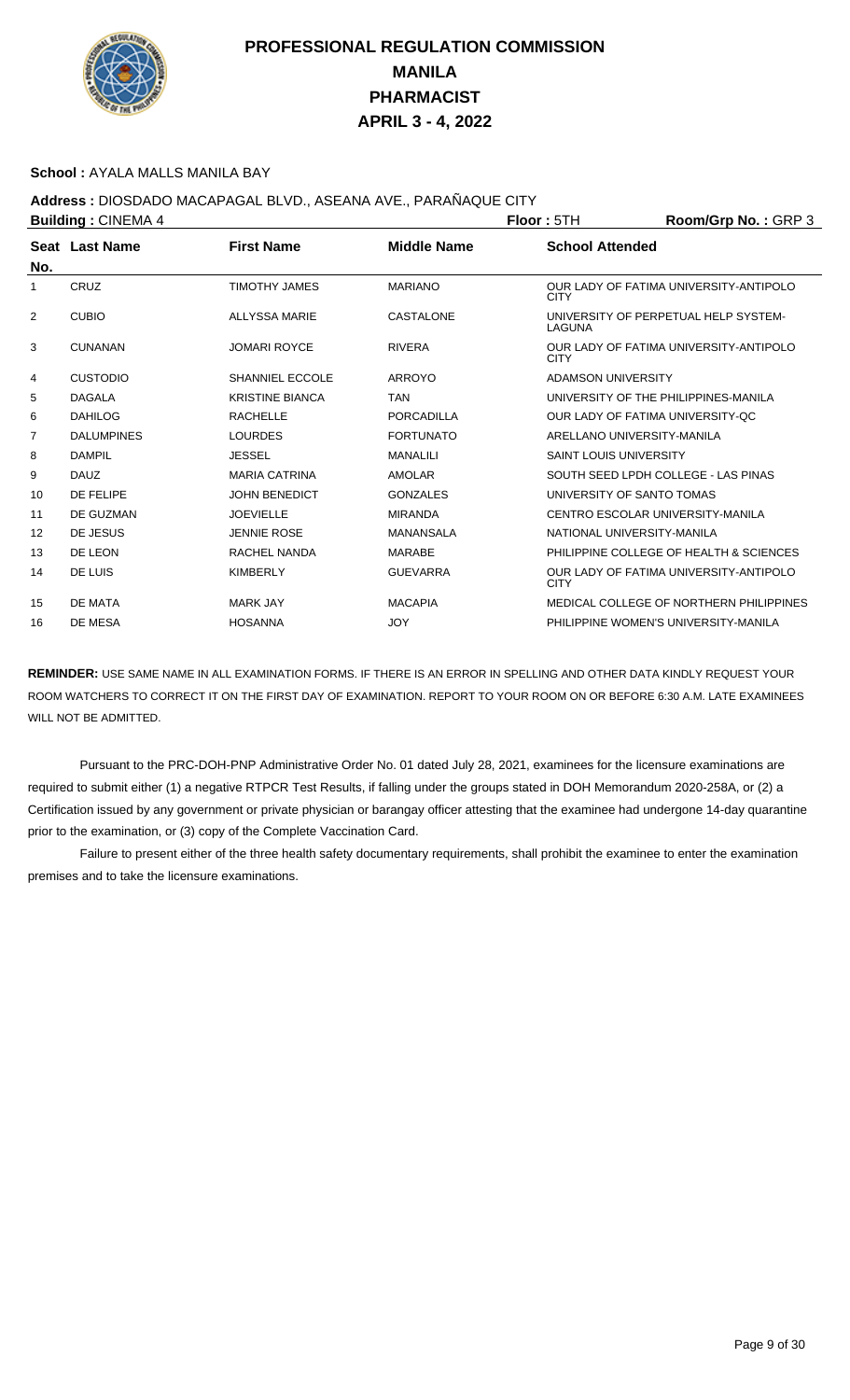# PROFESSIONAL REGULATION COMMISSION
# MANILA
# PHARMACIST
# APRIL 3 - 4, 2022

**School :** AYALA MALLS MANILA BAY

**Address :** DIOSDADO MACAPAGAL BLVD., ASEANA AVE., PARAÑAQUE CITY

**Building :** CINEMA 4 **Floor :** 5TH **Room/Grp No. :** GRP 3

| Seat No. | Last Name | First Name | Middle Name | School Attended |
|---|---|---|---|---|
| 1 | CRUZ | TIMOTHY JAMES | MARIANO | OUR LADY OF FATIMA UNIVERSITY-ANTIPOLO CITY |
| 2 | CUBIO | ALLYSSA MARIE | CASTALONE | UNIVERSITY OF PERPETUAL HELP SYSTEM-LAGUNA |
| 3 | CUNANAN | JOMARI ROYCE | RIVERA | OUR LADY OF FATIMA UNIVERSITY-ANTIPOLO CITY |
| 4 | CUSTODIO | SHANNIEL ECCOLE | ARROYO | ADAMSON UNIVERSITY |
| 5 | DAGALA | KRISTINE BIANCA | TAN | UNIVERSITY OF THE PHILIPPINES-MANILA |
| 6 | DAHILOG | RACHELLE | PORCADILLA | OUR LADY OF FATIMA UNIVERSITY-QC |
| 7 | DALUMPINES | LOURDES | FORTUNATO | ARELLANO UNIVERSITY-MANILA |
| 8 | DAMPIL | JESSEL | MANALILI | SAINT LOUIS UNIVERSITY |
| 9 | DAUZ | MARIA CATRINA | AMOLAR | SOUTH SEED LPDH COLLEGE - LAS PINAS |
| 10 | DE FELIPE | JOHN BENEDICT | GONZALES | UNIVERSITY OF SANTO TOMAS |
| 11 | DE GUZMAN | JOEVIELLE | MIRANDA | CENTRO ESCOLAR UNIVERSITY-MANILA |
| 12 | DE JESUS | JENNIE ROSE | MANANSALA | NATIONAL UNIVERSITY-MANILA |
| 13 | DE LEON | RACHEL NANDA | MARABE | PHILIPPINE COLLEGE OF HEALTH & SCIENCES |
| 14 | DE LUIS | KIMBERLY | GUEVARRA | OUR LADY OF FATIMA UNIVERSITY-ANTIPOLO CITY |
| 15 | DE MATA | MARK JAY | MACAPIA | MEDICAL COLLEGE OF NORTHERN PHILIPPINES |
| 16 | DE MESA | HOSANNA | JOY | PHILIPPINE WOMEN'S UNIVERSITY-MANILA |

**REMINDER:** USE SAME NAME IN ALL EXAMINATION FORMS. IF THERE IS AN ERROR IN SPELLING AND OTHER DATA KINDLY REQUEST YOUR ROOM WATCHERS TO CORRECT IT ON THE FIRST DAY OF EXAMINATION. REPORT TO YOUR ROOM ON OR BEFORE 6:30 A.M. LATE EXAMINEES WILL NOT BE ADMITTED.

Pursuant to the PRC-DOH-PNP Administrative Order No. 01 dated July 28, 2021, examinees for the licensure examinations are required to submit either (1) a negative RTPCR Test Results, if falling under the groups stated in DOH Memorandum 2020-258A, or (2) a Certification issued by any government or private physician or barangay officer attesting that the examinee had undergone 14-day quarantine prior to the examination, or (3) copy of the Complete Vaccination Card.

Failure to present either of the three health safety documentary requirements, shall prohibit the examinee to enter the examination premises and to take the licensure examinations.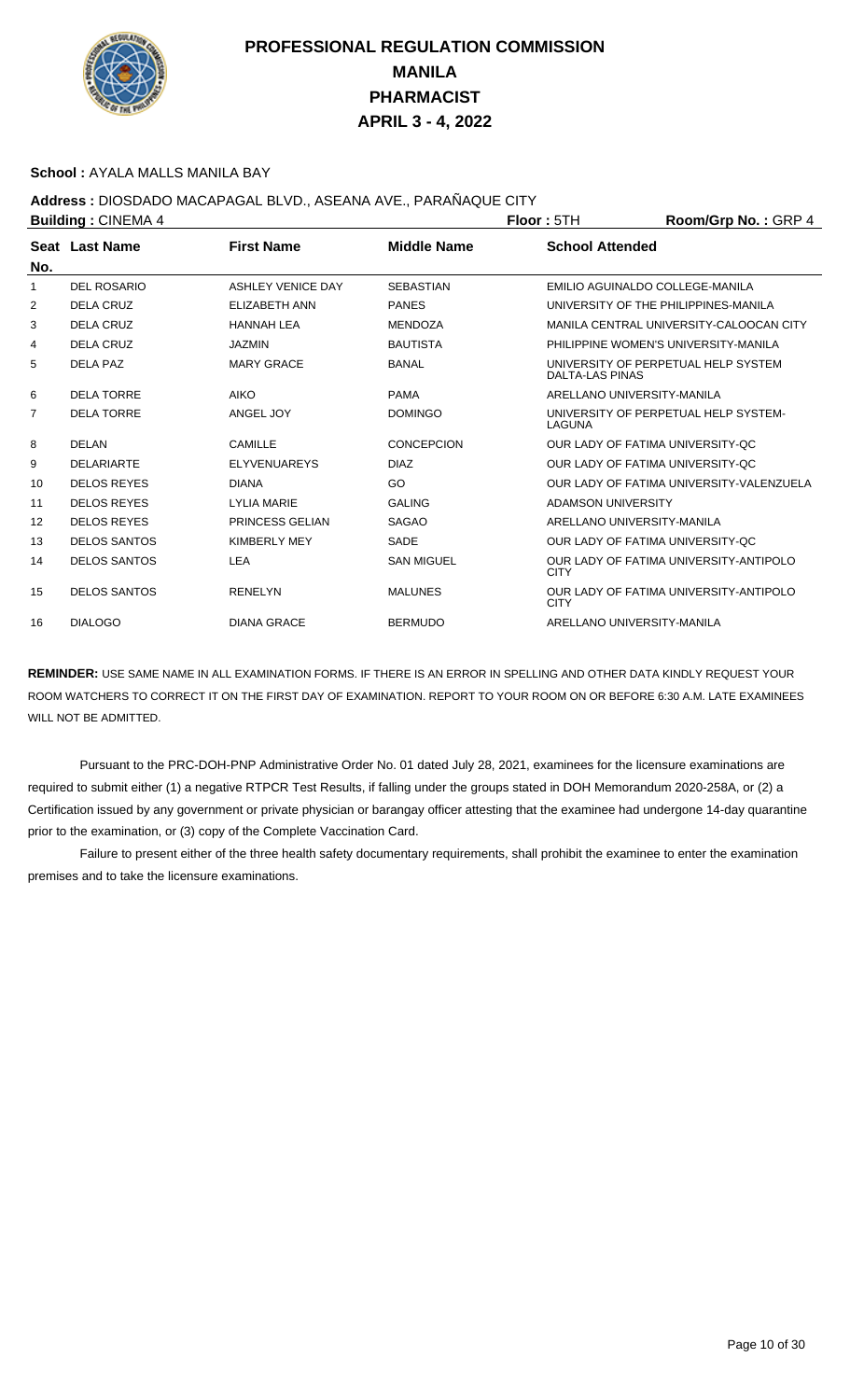# PROFESSIONAL REGULATION COMMISSION
## MANILA
## PHARMACIST
## APRIL 3 - 4, 2022

**School :** AYALA MALLS MANILA BAY

**Address :** DIOSDADO MACAPAGAL BLVD., ASEANA AVE., PARAÑAQUE CITY

**Building :** CINEMA 4 **Floor :** 5TH **Room/Grp No. :** GRP 4

| Seat No. | Last Name | First Name | Middle Name | School Attended |
|---|---|---|---|---|
| 1 | DEL ROSARIO | ASHLEY VENICE DAY | SEBASTIAN | EMILIO AGUINALDO COLLEGE-MANILA |
| 2 | DELA CRUZ | ELIZABETH ANN | PANES | UNIVERSITY OF THE PHILIPPINES-MANILA |
| 3 | DELA CRUZ | HANNAH LEA | MENDOZA | MANILA CENTRAL UNIVERSITY-CALOOCAN CITY |
| 4 | DELA CRUZ | JAZMIN | BAUTISTA | PHILIPPINE WOMEN'S UNIVERSITY-MANILA |
| 5 | DELA PAZ | MARY GRACE | BANAL | UNIVERSITY OF PERPETUAL HELP SYSTEM DALTA-LAS PINAS |
| 6 | DELA TORRE | AIKO | PAMA | ARELLANO UNIVERSITY-MANILA |
| 7 | DELA TORRE | ANGEL JOY | DOMINGO | UNIVERSITY OF PERPETUAL HELP SYSTEM-LAGUNA |
| 8 | DELAN | CAMILLE | CONCEPCION | OUR LADY OF FATIMA UNIVERSITY-QC |
| 9 | DELARIARTE | ELYVENUAREYS | DIAZ | OUR LADY OF FATIMA UNIVERSITY-QC |
| 10 | DELOS REYES | DIANA | GO | OUR LADY OF FATIMA UNIVERSITY-VALENZUELA |
| 11 | DELOS REYES | LYLIA MARIE | GALING | ADAMSON UNIVERSITY |
| 12 | DELOS REYES | PRINCESS GELIAN | SAGAO | ARELLANO UNIVERSITY-MANILA |
| 13 | DELOS SANTOS | KIMBERLY MEY | SADE | OUR LADY OF FATIMA UNIVERSITY-QC |
| 14 | DELOS SANTOS | LEA | SAN MIGUEL | OUR LADY OF FATIMA UNIVERSITY-ANTIPOLO CITY |
| 15 | DELOS SANTOS | RENELYN | MALUNES | OUR LADY OF FATIMA UNIVERSITY-ANTIPOLO CITY |
| 16 | DIALOGO | DIANA GRACE | BERMUDO | ARELLANO UNIVERSITY-MANILA |

**REMINDER:** USE SAME NAME IN ALL EXAMINATION FORMS. IF THERE IS AN ERROR IN SPELLING AND OTHER DATA KINDLY REQUEST YOUR ROOM WATCHERS TO CORRECT IT ON THE FIRST DAY OF EXAMINATION. REPORT TO YOUR ROOM ON OR BEFORE 6:30 A.M. LATE EXAMINEES WILL NOT BE ADMITTED.

Pursuant to the PRC-DOH-PNP Administrative Order No. 01 dated July 28, 2021, examinees for the licensure examinations are required to submit either (1) a negative RTPCR Test Results, if falling under the groups stated in DOH Memorandum 2020-258A, or (2) a Certification issued by any government or private physician or barangay officer attesting that the examinee had undergone 14-day quarantine prior to the examination, or (3) copy of the Complete Vaccination Card.

Failure to present either of the three health safety documentary requirements, shall prohibit the examinee to enter the examination premises and to take the licensure examinations.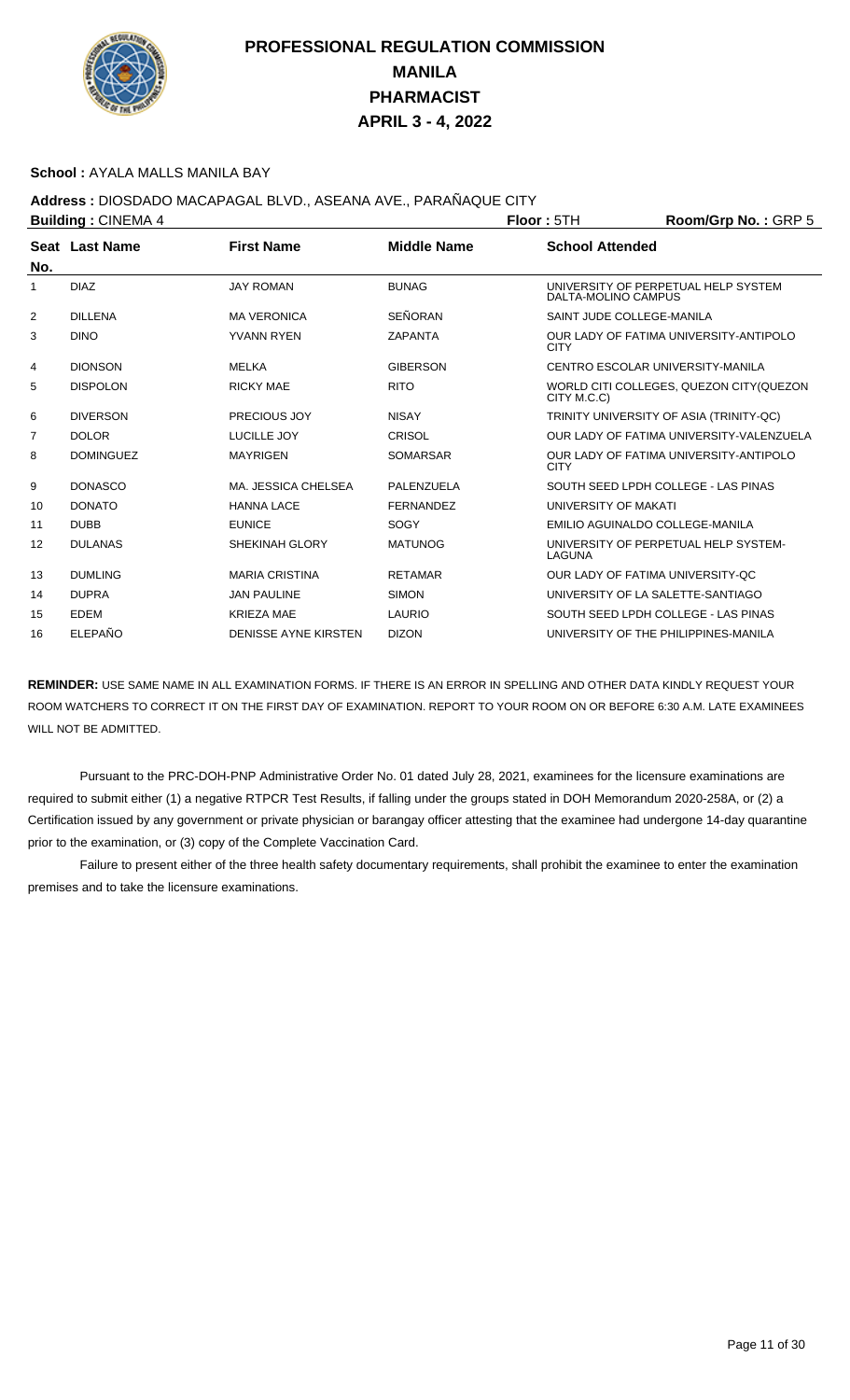# PROFESSIONAL REGULATION COMMISSION
# MANILA
# PHARMACIST
# APRIL 3 - 4, 2022

**School :** AYALA MALLS MANILA BAY

**Address :** DIOSDADO MACAPAGAL BLVD., ASEANA AVE., PARAÑAQUE CITY

**Building :** CINEMA 4 **Floor :** 5TH **Room/Grp No. :** GRP 5

| Seat No. | Last Name | First Name | Middle Name | School Attended |
|---|---|---|---|---|
| 1 | DIAZ | JAY ROMAN | BUNAG | UNIVERSITY OF PERPETUAL HELP SYSTEM DALTA-MOLINO CAMPUS |
| 2 | DILLENA | MA VERONICA | SEÑORAN | SAINT JUDE COLLEGE-MANILA |
| 3 | DINO | YVANN RYEN | ZAPANTA | OUR LADY OF FATIMA UNIVERSITY-ANTIPOLO CITY |
| 4 | DIONSON | MELKA | GIBERSON | CENTRO ESCOLAR UNIVERSITY-MANILA |
| 5 | DISPOLON | RICKY MAE | RITO | WORLD CITI COLLEGES, QUEZON CITY(QUEZON CITY M.C.C) |
| 6 | DIVERSON | PRECIOUS JOY | NISAY | TRINITY UNIVERSITY OF ASIA (TRINITY-QC) |
| 7 | DOLOR | LUCILLE JOY | CRISOL | OUR LADY OF FATIMA UNIVERSITY-VALENZUELA |
| 8 | DOMINGUEZ | MAYRIGEN | SOMARSAR | OUR LADY OF FATIMA UNIVERSITY-ANTIPOLO CITY |
| 9 | DONASCO | MA. JESSICA CHELSEA | PALENZUELA | SOUTH SEED LPDH COLLEGE - LAS PINAS |
| 10 | DONATO | HANNA LACE | FERNANDEZ | UNIVERSITY OF MAKATI |
| 11 | DUBB | EUNICE | SOGY | EMILIO AGUINALDO COLLEGE-MANILA |
| 12 | DULANAS | SHEKINAH GLORY | MATUNOG | UNIVERSITY OF PERPETUAL HELP SYSTEM-LAGUNA |
| 13 | DUMLING | MARIA CRISTINA | RETAMAR | OUR LADY OF FATIMA UNIVERSITY-QC |
| 14 | DUPRA | JAN PAULINE | SIMON | UNIVERSITY OF LA SALETTE-SANTIAGO |
| 15 | EDEM | KRIEZA MAE | LAURIO | SOUTH SEED LPDH COLLEGE - LAS PINAS |
| 16 | ELEPAÑO | DENISSE AYNE KIRSTEN | DIZON | UNIVERSITY OF THE PHILIPPINES-MANILA |

**REMINDER:** USE SAME NAME IN ALL EXAMINATION FORMS. IF THERE IS AN ERROR IN SPELLING AND OTHER DATA KINDLY REQUEST YOUR ROOM WATCHERS TO CORRECT IT ON THE FIRST DAY OF EXAMINATION. REPORT TO YOUR ROOM ON OR BEFORE 6:30 A.M. LATE EXAMINEES WILL NOT BE ADMITTED.

Pursuant to the PRC-DOH-PNP Administrative Order No. 01 dated July 28, 2021, examinees for the licensure examinations are required to submit either (1) a negative RTPCR Test Results, if falling under the groups stated in DOH Memorandum 2020-258A, or (2) a Certification issued by any government or private physician or barangay officer attesting that the examinee had undergone 14-day quarantine prior to the examination, or (3) copy of the Complete Vaccination Card.

Failure to present either of the three health safety documentary requirements, shall prohibit the examinee to enter the examination premises and to take the licensure examinations.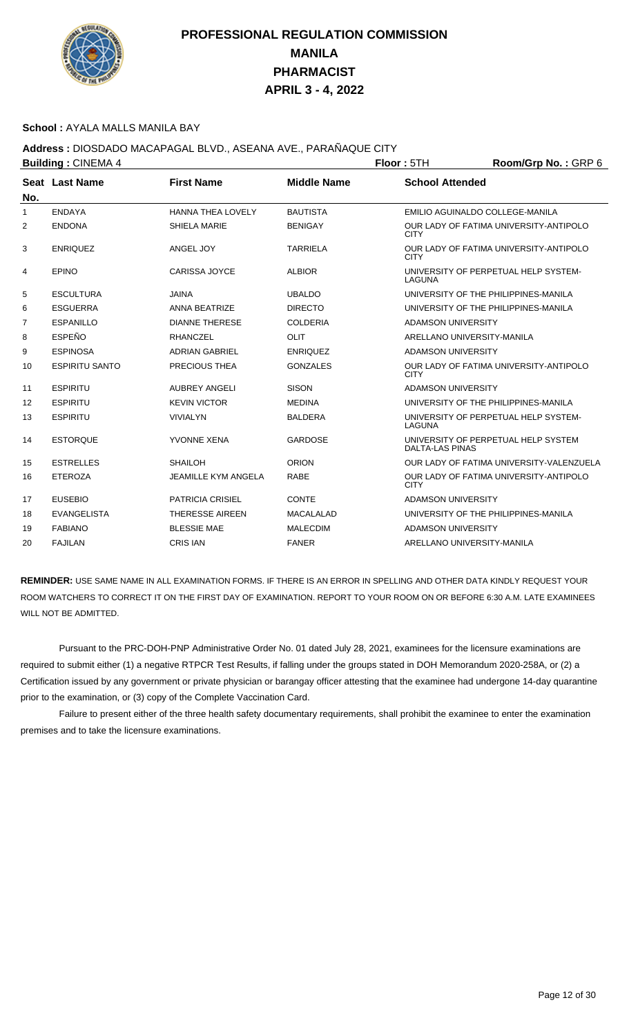# PROFESSIONAL REGULATION COMMISSION
## MANILA
## PHARMACIST
## APRIL 3 - 4, 2022

**School :** AYALA MALLS MANILA BAY

**Address :** DIOSDADO MACAPAGAL BLVD., ASEANA AVE., PARAÑAQUE CITY

**Building :** CINEMA 4 **Floor :** 5TH **Room/Grp No. :** GRP 6

| Seat No. | Last Name | First Name | Middle Name | School Attended |
|---|---|---|---|---|
| 1 | ENDAYA | HANNA THEA LOVELY | BAUTISTA | EMILIO AGUINALDO COLLEGE-MANILA |
| 2 | ENDONA | SHIELA MARIE | BENIGAY | OUR LADY OF FATIMA UNIVERSITY-ANTIPOLO CITY |
| 3 | ENRIQUEZ | ANGEL JOY | TARRIELA | OUR LADY OF FATIMA UNIVERSITY-ANTIPOLO CITY |
| 4 | EPINO | CARISSA JOYCE | ALBIOR | UNIVERSITY OF PERPETUAL HELP SYSTEM-LAGUNA |
| 5 | ESCULTURA | JAINA | UBALDO | UNIVERSITY OF THE PHILIPPINES-MANILA |
| 6 | ESGUERRA | ANNA BEATRIZE | DIRECTO | UNIVERSITY OF THE PHILIPPINES-MANILA |
| 7 | ESPANILLO | DIANNE THERESE | COLDERIA | ADAMSON UNIVERSITY |
| 8 | ESPEÑO | RHANCZEL | OLIT | ARELLANO UNIVERSITY-MANILA |
| 9 | ESPINOSA | ADRIAN GABRIEL | ENRIQUEZ | ADAMSON UNIVERSITY |
| 10 | ESPIRITU SANTO | PRECIOUS THEA | GONZALES | OUR LADY OF FATIMA UNIVERSITY-ANTIPOLO CITY |
| 11 | ESPIRITU | AUBREY ANGELI | SISON | ADAMSON UNIVERSITY |
| 12 | ESPIRITU | KEVIN VICTOR | MEDINA | UNIVERSITY OF THE PHILIPPINES-MANILA |
| 13 | ESPIRITU | VIVIALYN | BALDERA | UNIVERSITY OF PERPETUAL HELP SYSTEM-LAGUNA |
| 14 | ESTORQUE | YVONNE XENA | GARDOSE | UNIVERSITY OF PERPETUAL HELP SYSTEM DALTA-LAS PINAS |
| 15 | ESTRELLES | SHAILOH | ORION | OUR LADY OF FATIMA UNIVERSITY-VALENZUELA |
| 16 | ETEROZA | JEAMILLE KYM ANGELA | RABE | OUR LADY OF FATIMA UNIVERSITY-ANTIPOLO CITY |
| 17 | EUSEBIO | PATRICIA CRISIEL | CONTE | ADAMSON UNIVERSITY |
| 18 | EVANGELISTA | THERESSE AIREEN | MACALALAD | UNIVERSITY OF THE PHILIPPINES-MANILA |
| 19 | FABIANO | BLESSIE MAE | MALECDIM | ADAMSON UNIVERSITY |
| 20 | FAJILAN | CRIS IAN | FANER | ARELLANO UNIVERSITY-MANILA |

**REMINDER:** USE SAME NAME IN ALL EXAMINATION FORMS. IF THERE IS AN ERROR IN SPELLING AND OTHER DATA KINDLY REQUEST YOUR ROOM WATCHERS TO CORRECT IT ON THE FIRST DAY OF EXAMINATION. REPORT TO YOUR ROOM ON OR BEFORE 6:30 A.M. LATE EXAMINEES WILL NOT BE ADMITTED.

Pursuant to the PRC-DOH-PNP Administrative Order No. 01 dated July 28, 2021, examinees for the licensure examinations are required to submit either (1) a negative RTPCR Test Results, if falling under the groups stated in DOH Memorandum 2020-258A, or (2) a Certification issued by any government or private physician or barangay officer attesting that the examinee had undergone 14-day quarantine prior to the examination, or (3) copy of the Complete Vaccination Card.

Failure to present either of the three health safety documentary requirements, shall prohibit the examinee to enter the examination premises and to take the licensure examinations.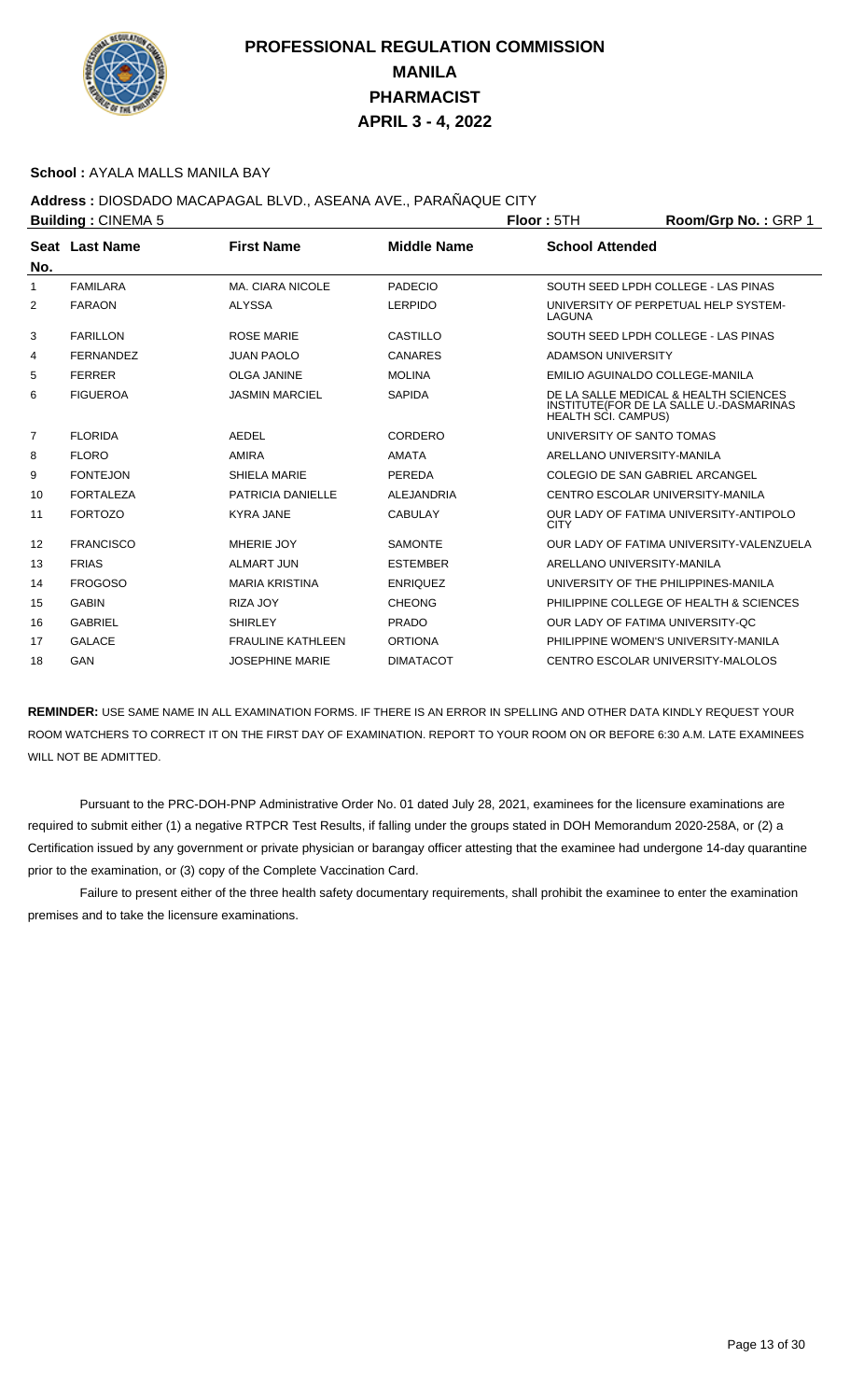# PROFESSIONAL REGULATION COMMISSION
# MANILA
# PHARMACIST
# APRIL 3 - 4, 2022

**School :** AYALA MALLS MANILA BAY

**Address :** DIOSDADO MACAPAGAL BLVD., ASEANA AVE., PARAÑAQUE CITY

**Building :** CINEMA 5 **Floor :** 5TH **Room/Grp No. :** GRP 1

| Seat No. | Last Name | First Name | Middle Name | School Attended |
|---|---|---|---|---|
| 1 | FAMILARA | MA. CIARA NICOLE | PADECIO | SOUTH SEED LPDH COLLEGE - LAS PINAS |
| 2 | FARAON | ALYSSA | LERPIDO | UNIVERSITY OF PERPETUAL HELP SYSTEM-LAGUNA |
| 3 | FARILLON | ROSE MARIE | CASTILLO | SOUTH SEED LPDH COLLEGE - LAS PINAS |
| 4 | FERNANDEZ | JUAN PAOLO | CANARES | ADAMSON UNIVERSITY |
| 5 | FERRER | OLGA JANINE | MOLINA | EMILIO AGUINALDO COLLEGE-MANILA |
| 6 | FIGUEROA | JASMIN MARCIEL | SAPIDA | DE LA SALLE MEDICAL & HEALTH SCIENCES INSTITUTE(FOR DE LA SALLE U.-DASMARINAS HEALTH SCI. CAMPUS) |
| 7 | FLORIDA | AEDEL | CORDERO | UNIVERSITY OF SANTO TOMAS |
| 8 | FLORO | AMIRA | AMATA | ARELLANO UNIVERSITY-MANILA |
| 9 | FONTEJON | SHIELA MARIE | PEREDA | COLEGIO DE SAN GABRIEL ARCANGEL |
| 10 | FORTALEZA | PATRICIA DANIELLE | ALEJANDRIA | CENTRO ESCOLAR UNIVERSITY-MANILA |
| 11 | FORTOZO | KYRA JANE | CABULAY | OUR LADY OF FATIMA UNIVERSITY-ANTIPOLO CITY |
| 12 | FRANCISCO | MHERIE JOY | SAMONTE | OUR LADY OF FATIMA UNIVERSITY-VALENZUELA |
| 13 | FRIAS | ALMART JUN | ESTEMBER | ARELLANO UNIVERSITY-MANILA |
| 14 | FROGOSO | MARIA KRISTINA | ENRIQUEZ | UNIVERSITY OF THE PHILIPPINES-MANILA |
| 15 | GABIN | RIZA JOY | CHEONG | PHILIPPINE COLLEGE OF HEALTH & SCIENCES |
| 16 | GABRIEL | SHIRLEY | PRADO | OUR LADY OF FATIMA UNIVERSITY-QC |
| 17 | GALACE | FRAULINE KATHLEEN | ORTIONA | PHILIPPINE WOMEN'S UNIVERSITY-MANILA |
| 18 | GAN | JOSEPHINE MARIE | DIMATACOT | CENTRO ESCOLAR UNIVERSITY-MALOLOS |

**REMINDER:** USE SAME NAME IN ALL EXAMINATION FORMS. IF THERE IS AN ERROR IN SPELLING AND OTHER DATA KINDLY REQUEST YOUR ROOM WATCHERS TO CORRECT IT ON THE FIRST DAY OF EXAMINATION. REPORT TO YOUR ROOM ON OR BEFORE 6:30 A.M. LATE EXAMINEES WILL NOT BE ADMITTED.

Pursuant to the PRC-DOH-PNP Administrative Order No. 01 dated July 28, 2021, examinees for the licensure examinations are required to submit either (1) a negative RTPCR Test Results, if falling under the groups stated in DOH Memorandum 2020-258A, or (2) a Certification issued by any government or private physician or barangay officer attesting that the examinee had undergone 14-day quarantine prior to the examination, or (3) copy of the Complete Vaccination Card.

Failure to present either of the three health safety documentary requirements, shall prohibit the examinee to enter the examination premises and to take the licensure examinations.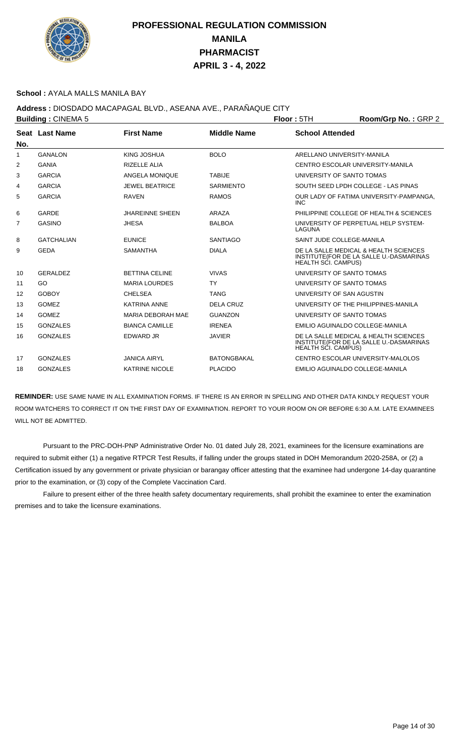# PROFESSIONAL REGULATION COMMISSION
## MANILA
## PHARMACIST
## APRIL 3 - 4, 2022

**School :** AYALA MALLS MANILA BAY

**Address :** DIOSDADO MACAPAGAL BLVD., ASEANA AVE., PARAÑAQUE CITY

**Building :** CINEMA 5 **Floor :** 5TH **Room/Grp No. :** GRP 2

| Seat No. | Last Name | First Name | Middle Name | School Attended |
|---|---|---|---|---|
| 1 | GANALON | KING JOSHUA | BOLO | ARELLANO UNIVERSITY-MANILA |
| 2 | GANIA | RIZELLE ALIA | | CENTRO ESCOLAR UNIVERSITY-MANILA |
| 3 | GARCIA | ANGELA MONIQUE | TABIJE | UNIVERSITY OF SANTO TOMAS |
| 4 | GARCIA | JEWEL BEATRICE | SARMIENTO | SOUTH SEED LPDH COLLEGE - LAS PINAS |
| 5 | GARCIA | RAVEN | RAMOS | OUR LADY OF FATIMA UNIVERSITY-PAMPANGA, INC |
| 6 | GARDE | JHAREINNE SHEEN | ARAZA | PHILIPPINE COLLEGE OF HEALTH & SCIENCES |
| 7 | GASINO | JHESA | BALBOA | UNIVERSITY OF PERPETUAL HELP SYSTEM-LAGUNA |
| 8 | GATCHALIAN | EUNICE | SANTIAGO | SAINT JUDE COLLEGE-MANILA |
| 9 | GEDA | SAMANTHA | DIALA | DE LA SALLE MEDICAL & HEALTH SCIENCES INSTITUTE(FOR DE LA SALLE U.-DASMARINAS HEALTH SCI. CAMPUS) |
| 10 | GERALDEZ | BETTINA CELINE | VIVAS | UNIVERSITY OF SANTO TOMAS |
| 11 | GO | MARIA LOURDES | TY | UNIVERSITY OF SANTO TOMAS |
| 12 | GOBOY | CHELSEA | TANG | UNIVERSITY OF SAN AGUSTIN |
| 13 | GOMEZ | KATRINA ANNE | DELA CRUZ | UNIVERSITY OF THE PHILIPPINES-MANILA |
| 14 | GOMEZ | MARIA DEBORAH MAE | GUANZON | UNIVERSITY OF SANTO TOMAS |
| 15 | GONZALES | BIANCA CAMILLE | IRENEA | EMILIO AGUINALDO COLLEGE-MANILA |
| 16 | GONZALES | EDWARD JR | JAVIER | DE LA SALLE MEDICAL & HEALTH SCIENCES INSTITUTE(FOR DE LA SALLE U.-DASMARINAS HEALTH SCI. CAMPUS) |
| 17 | GONZALES | JANICA AIRYL | BATONGBAKAL | CENTRO ESCOLAR UNIVERSITY-MALOLOS |
| 18 | GONZALES | KATRINE NICOLE | PLACIDO | EMILIO AGUINALDO COLLEGE-MANILA |

**REMINDER:** USE SAME NAME IN ALL EXAMINATION FORMS. IF THERE IS AN ERROR IN SPELLING AND OTHER DATA KINDLY REQUEST YOUR ROOM WATCHERS TO CORRECT IT ON THE FIRST DAY OF EXAMINATION. REPORT TO YOUR ROOM ON OR BEFORE 6:30 A.M. LATE EXAMINEES WILL NOT BE ADMITTED.

Pursuant to the PRC-DOH-PNP Administrative Order No. 01 dated July 28, 2021, examinees for the licensure examinations are required to submit either (1) a negative RTPCR Test Results, if falling under the groups stated in DOH Memorandum 2020-258A, or (2) a Certification issued by any government or private physician or barangay officer attesting that the examinee had undergone 14-day quarantine prior to the examination, or (3) copy of the Complete Vaccination Card.

Failure to present either of the three health safety documentary requirements, shall prohibit the examinee to enter the examination premises and to take the licensure examinations.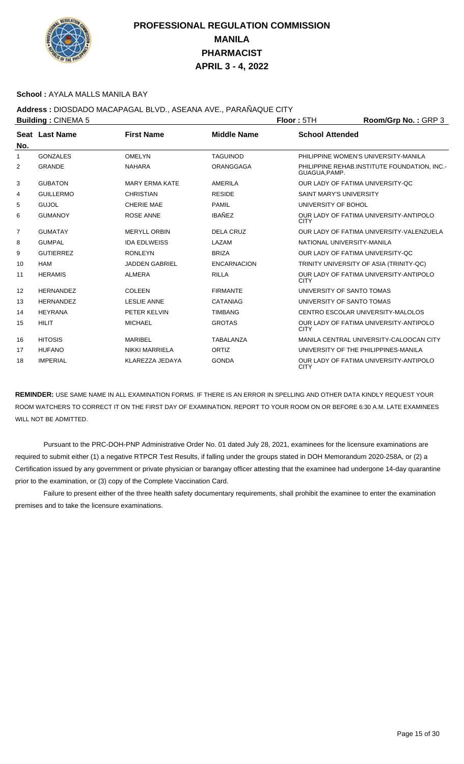# PROFESSIONAL REGULATION COMMISSION
# MANILA
# PHARMACIST
# APRIL 3 - 4, 2022

**School :** AYALA MALLS MANILA BAY

**Address :** DIOSDADO MACAPAGAL BLVD., ASEANA AVE., PARAÑAQUE CITY

**Building :** CINEMA 5 **Floor :** 5TH **Room/Grp No. :** GRP 3

| Seat No. | Last Name | First Name | Middle Name | School Attended |
|---|---|---|---|---|
| 1 | GONZALES | OMELYN | TAGUINOD | PHILIPPINE WOMEN'S UNIVERSITY-MANILA |
| 2 | GRANDE | NAHARA | ORANGGAGA | PHILIPPINE REHAB.INSTITUTE FOUNDATION, INC.-GUAGUA,PAMP. |
| 3 | GUBATON | MARY ERMA KATE | AMERILA | OUR LADY OF FATIMA UNIVERSITY-QC |
| 4 | GUILLERMO | CHRISTIAN | RESIDE | SAINT MARY'S UNIVERSITY |
| 5 | GUJOL | CHERIE MAE | PAMIL | UNIVERSITY OF BOHOL |
| 6 | GUMANOY | ROSE ANNE | IBAÑEZ | OUR LADY OF FATIMA UNIVERSITY-ANTIPOLO CITY |
| 7 | GUMATAY | MERYLL ORBIN | DELA CRUZ | OUR LADY OF FATIMA UNIVERSITY-VALENZUELA |
| 8 | GUMPAL | IDA EDLWEISS | LAZAM | NATIONAL UNIVERSITY-MANILA |
| 9 | GUTIERREZ | RONLEYN | BRIZA | OUR LADY OF FATIMA UNIVERSITY-QC |
| 10 | HAM | JADDEN GABRIEL | ENCARNACION | TRINITY UNIVERSITY OF ASIA (TRINITY-QC) |
| 11 | HERAMIS | ALMERA | RILLA | OUR LADY OF FATIMA UNIVERSITY-ANTIPOLO CITY |
| 12 | HERNANDEZ | COLEEN | FIRMANTE | UNIVERSITY OF SANTO TOMAS |
| 13 | HERNANDEZ | LESLIE ANNE | CATANIAG | UNIVERSITY OF SANTO TOMAS |
| 14 | HEYRANA | PETER KELVIN | TIMBANG | CENTRO ESCOLAR UNIVERSITY-MALOLOS |
| 15 | HILIT | MICHAEL | GROTAS | OUR LADY OF FATIMA UNIVERSITY-ANTIPOLO CITY |
| 16 | HITOSIS | MARIBEL | TABALANZA | MANILA CENTRAL UNIVERSITY-CALOOCAN CITY |
| 17 | HUFANO | NIKKI MARRIELA | ORTIZ | UNIVERSITY OF THE PHILIPPINES-MANILA |
| 18 | IMPERIAL | KLAREZZA JEDAYA | GONDA | OUR LADY OF FATIMA UNIVERSITY-ANTIPOLO CITY |

**REMINDER:** USE SAME NAME IN ALL EXAMINATION FORMS. IF THERE IS AN ERROR IN SPELLING AND OTHER DATA KINDLY REQUEST YOUR ROOM WATCHERS TO CORRECT IT ON THE FIRST DAY OF EXAMINATION. REPORT TO YOUR ROOM ON OR BEFORE 6:30 A.M. LATE EXAMINEES WILL NOT BE ADMITTED.

Pursuant to the PRC-DOH-PNP Administrative Order No. 01 dated July 28, 2021, examinees for the licensure examinations are required to submit either (1) a negative RTPCR Test Results, if falling under the groups stated in DOH Memorandum 2020-258A, or (2) a Certification issued by any government or private physician or barangay officer attesting that the examinee had undergone 14-day quarantine prior to the examination, or (3) copy of the Complete Vaccination Card.

Failure to present either of the three health safety documentary requirements, shall prohibit the examinee to enter the examination premises and to take the licensure examinations.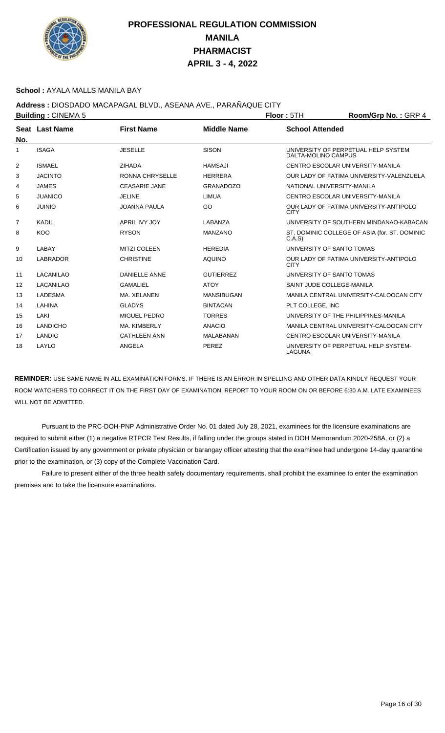# PROFESSIONAL REGULATION COMMISSION
# MANILA
# PHARMACIST
# APRIL 3 - 4, 2022

**School :** AYALA MALLS MANILA BAY

**Address :** DIOSDADO MACAPAGAL BLVD., ASEANA AVE., PARAÑAQUE CITY

**Building :** CINEMA 5 **Floor :** 5TH **Room/Grp No. :** GRP 4

| Seat No. | Last Name | First Name | Middle Name | School Attended |
|---|---|---|---|---|
| 1 | ISAGA | JESELLE | SISON | UNIVERSITY OF PERPETUAL HELP SYSTEM DALTA-MOLINO CAMPUS |
| 2 | ISMAEL | ZIHADA | HAMSAJI | CENTRO ESCOLAR UNIVERSITY-MANILA |
| 3 | JACINTO | RONNA CHRYSELLE | HERRERA | OUR LADY OF FATIMA UNIVERSITY-VALENZUELA |
| 4 | JAMES | CEASARIE JANE | GRANADOZO | NATIONAL UNIVERSITY-MANILA |
| 5 | JUANICO | JELINE | LIMUA | CENTRO ESCOLAR UNIVERSITY-MANILA |
| 6 | JUINIO | JOANNA PAULA | GO | OUR LADY OF FATIMA UNIVERSITY-ANTIPOLO CITY |
| 7 | KADIL | APRIL IVY JOY | LABANZA | UNIVERSITY OF SOUTHERN MINDANAO-KABACAN |
| 8 | KOO | RYSON | MANZANO | ST. DOMINIC COLLEGE OF ASIA (for. ST. DOMINIC C.A.S) |
| 9 | LABAY | MITZI COLEEN | HEREDIA | UNIVERSITY OF SANTO TOMAS |
| 10 | LABRADOR | CHRISTINE | AQUINO | OUR LADY OF FATIMA UNIVERSITY-ANTIPOLO CITY |
| 11 | LACANILAO | DANIELLE ANNE | GUTIERREZ | UNIVERSITY OF SANTO TOMAS |
| 12 | LACANILAO | GAMALIEL | ATOY | SAINT JUDE COLLEGE-MANILA |
| 13 | LADESMA | MA. XELANEN | MANSIBUGAN | MANILA CENTRAL UNIVERSITY-CALOOCAN CITY |
| 14 | LAHINA | GLADYS | BINTACAN | PLT COLLEGE, INC |
| 15 | LAKI | MIGUEL PEDRO | TORRES | UNIVERSITY OF THE PHILIPPINES-MANILA |
| 16 | LANDICHO | MA. KIMBERLY | ANACIO | MANILA CENTRAL UNIVERSITY-CALOOCAN CITY |
| 17 | LANDIG | CATHLEEN ANN | MALABANAN | CENTRO ESCOLAR UNIVERSITY-MANILA |
| 18 | LAYLO | ANGELA | PEREZ | UNIVERSITY OF PERPETUAL HELP SYSTEM-LAGUNA |

**REMINDER:** USE SAME NAME IN ALL EXAMINATION FORMS. IF THERE IS AN ERROR IN SPELLING AND OTHER DATA KINDLY REQUEST YOUR ROOM WATCHERS TO CORRECT IT ON THE FIRST DAY OF EXAMINATION. REPORT TO YOUR ROOM ON OR BEFORE 6:30 A.M. LATE EXAMINEES WILL NOT BE ADMITTED.

Pursuant to the PRC-DOH-PNP Administrative Order No. 01 dated July 28, 2021, examinees for the licensure examinations are required to submit either (1) a negative RTPCR Test Results, if falling under the groups stated in DOH Memorandum 2020-258A, or (2) a Certification issued by any government or private physician or barangay officer attesting that the examinee had undergone 14-day quarantine prior to the examination, or (3) copy of the Complete Vaccination Card.

Failure to present either of the three health safety documentary requirements, shall prohibit the examinee to enter the examination premises and to take the licensure examinations.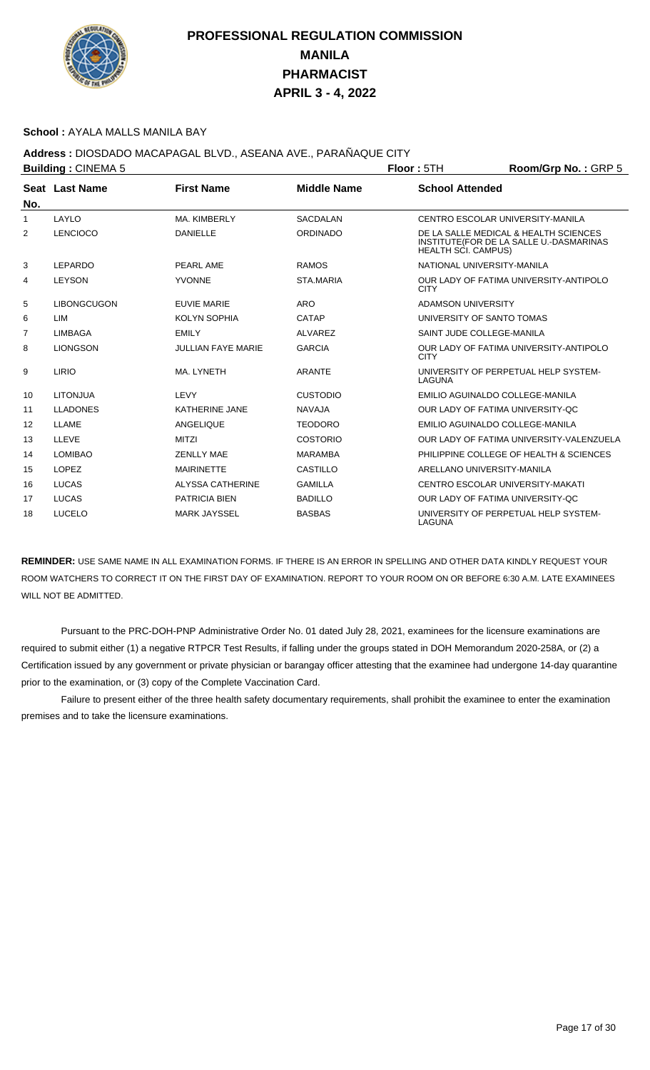# PROFESSIONAL REGULATION COMMISSION
## MANILA
## PHARMACIST
## APRIL 3 - 4, 2022

**School :** AYALA MALLS MANILA BAY

**Address :** DIOSDADO MACAPAGAL BLVD., ASEANA AVE., PARAÑAQUE CITY

**Building :** CINEMA 5 **Floor :** 5TH **Room/Grp No. :** GRP 5

| Seat No. | Last Name | First Name | Middle Name | School Attended |
|---|---|---|---|---|
| 1 | LAYLO | MA. KIMBERLY | SACDALAN | CENTRO ESCOLAR UNIVERSITY-MANILA |
| 2 | LENCIOCO | DANIELLE | ORDINADO | DE LA SALLE MEDICAL & HEALTH SCIENCES INSTITUTE(FOR DE LA SALLE U.-DASMARINAS HEALTH SCI. CAMPUS) |
| 3 | LEPARDO | PEARL AME | RAMOS | NATIONAL UNIVERSITY-MANILA |
| 4 | LEYSON | YVONNE | STA.MARIA | OUR LADY OF FATIMA UNIVERSITY-ANTIPOLO CITY |
| 5 | LIBONGCUGON | EUVIE MARIE | ARO | ADAMSON UNIVERSITY |
| 6 | LIM | KOLYN SOPHIA | CATAP | UNIVERSITY OF SANTO TOMAS |
| 7 | LIMBAGA | EMILY | ALVAREZ | SAINT JUDE COLLEGE-MANILA |
| 8 | LIONGSON | JULLIAN FAYE MARIE | GARCIA | OUR LADY OF FATIMA UNIVERSITY-ANTIPOLO CITY |
| 9 | LIRIO | MA. LYNETH | ARANTE | UNIVERSITY OF PERPETUAL HELP SYSTEM-LAGUNA |
| 10 | LITONJUA | LEVY | CUSTODIO | EMILIO AGUINALDO COLLEGE-MANILA |
| 11 | LLADONES | KATHERINE JANE | NAVAJA | OUR LADY OF FATIMA UNIVERSITY-QC |
| 12 | LLAME | ANGELIQUE | TEODORO | EMILIO AGUINALDO COLLEGE-MANILA |
| 13 | LLEVE | MITZI | COSTORIO | OUR LADY OF FATIMA UNIVERSITY-VALENZUELA |
| 14 | LOMIBAO | ZENLLY MAE | MARAMBA | PHILIPPINE COLLEGE OF HEALTH & SCIENCES |
| 15 | LOPEZ | MAIRINETTE | CASTILLO | ARELLANO UNIVERSITY-MANILA |
| 16 | LUCAS | ALYSSA CATHERINE | GAMILLA | CENTRO ESCOLAR UNIVERSITY-MAKATI |
| 17 | LUCAS | PATRICIA BIEN | BADILLO | OUR LADY OF FATIMA UNIVERSITY-QC |
| 18 | LUCELO | MARK JAYSSEL | BASBAS | UNIVERSITY OF PERPETUAL HELP SYSTEM-LAGUNA |

**REMINDER:** USE SAME NAME IN ALL EXAMINATION FORMS. IF THERE IS AN ERROR IN SPELLING AND OTHER DATA KINDLY REQUEST YOUR ROOM WATCHERS TO CORRECT IT ON THE FIRST DAY OF EXAMINATION. REPORT TO YOUR ROOM ON OR BEFORE 6:30 A.M. LATE EXAMINEES WILL NOT BE ADMITTED.

Pursuant to the PRC-DOH-PNP Administrative Order No. 01 dated July 28, 2021, examinees for the licensure examinations are required to submit either (1) a negative RTPCR Test Results, if falling under the groups stated in DOH Memorandum 2020-258A, or (2) a Certification issued by any government or private physician or barangay officer attesting that the examinee had undergone 14-day quarantine prior to the examination, or (3) copy of the Complete Vaccination Card.

Failure to present either of the three health safety documentary requirements, shall prohibit the examinee to enter the examination premises and to take the licensure examinations.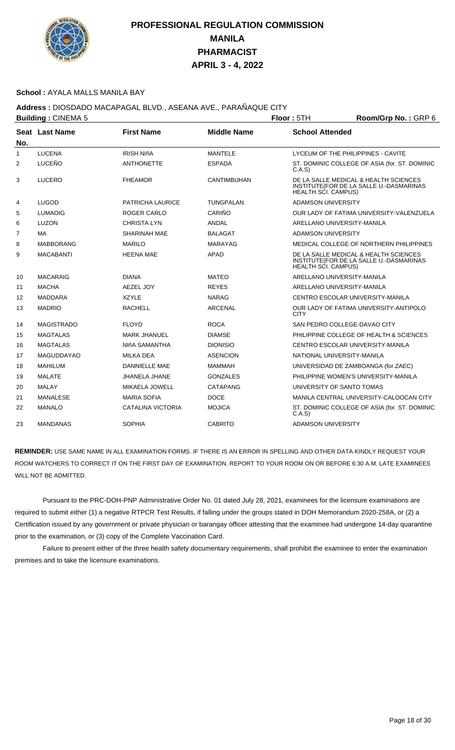# PROFESSIONAL REGULATION COMMISSION
## MANILA
## PHARMACIST
## APRIL 3 - 4, 2022

**School :** AYALA MALLS MANILA BAY

**Address :** DIOSDADO MACAPAGAL BLVD., ASEANA AVE., PARAÑAQUE CITY

**Building :** CINEMA 5 **Floor :** 5TH **Room/Grp No. :** GRP 6

| Seat No. | Last Name | First Name | Middle Name | School Attended |
|---|---|---|---|---|
| 1 | LUCENA | IRISH NIñA | MANTELE | LYCEUM OF THE PHILIPPINES - CAVITE |
| 2 | LUCEÑO | ANTHONETTE | ESPADA | ST. DOMINIC COLLEGE OF ASIA (for. ST. DOMINIC C.A.S) |
| 3 | LUCERO | FHEAMOR | CANTIMBUHAN | DE LA SALLE MEDICAL & HEALTH SCIENCES INSTITUTE(FOR DE LA SALLE U.-DASMARINAS HEALTH SCI. CAMPUS) |
| 4 | LUGOD | PATRICHA LAURICE | TUNGPALAN | ADAMSON UNIVERSITY |
| 5 | LUMAOIG | ROGER CARLO | CARIÑO | OUR LADY OF FATIMA UNIVERSITY-VALENZUELA |
| 6 | LUZON | CHRISTA LYN | ANDAL | ARELLANO UNIVERSITY-MANILA |
| 7 | MA | SHARINAH MAE | BALAGAT | ADAMSON UNIVERSITY |
| 8 | MABBORANG | MARILO | MARAYAG | MEDICAL COLLEGE OF NORTHERN PHILIPPINES |
| 9 | MACABANTI | HEENA MAE | APAD | DE LA SALLE MEDICAL & HEALTH SCIENCES INSTITUTE(FOR DE LA SALLE U.-DASMARINAS HEALTH SCI. CAMPUS) |
| 10 | MACARAIG | DIANA | MATEO | ARELLANO UNIVERSITY-MANILA |
| 11 | MACHA | AEZEL JOY | REYES | ARELLANO UNIVERSITY-MANILA |
| 12 | MADDARA | XZYLE | NARAG | CENTRO ESCOLAR UNIVERSITY-MANILA |
| 13 | MADRIO | RACHELL | ARCENAL | OUR LADY OF FATIMA UNIVERSITY-ANTIPOLO CITY |
| 14 | MAGISTRADO | FLOYD | ROCA | SAN PEDRO COLLEGE-DAVAO CITY |
| 15 | MAGTALAS | MARK JHANUEL | DIAMSE | PHILIPPINE COLLEGE OF HEALTH & SCIENCES |
| 16 | MAGTALAS | NIñA SAMANTHA | DIONISIO | CENTRO ESCOLAR UNIVERSITY-MANILA |
| 17 | MAGUDDAYAO | MILKA DEA | ASENCION | NATIONAL UNIVERSITY-MANILA |
| 18 | MAHILUM | DANNIELLE MAE | MAMMAH | UNIVERSIDAD DE ZAMBOANGA (for.ZAEC) |
| 19 | MALATE | JHANELA JHANE | GONZALES | PHILIPPINE WOMEN'S UNIVERSITY-MANILA |
| 20 | MALAY | MIKAELA JOWELL | CATAPANG | UNIVERSITY OF SANTO TOMAS |
| 21 | MANALESE | MARIA SOFIA | DOCE | MANILA CENTRAL UNIVERSITY-CALOOCAN CITY |
| 22 | MANALO | CATALINA VICTORIA | MOJICA | ST. DOMINIC COLLEGE OF ASIA (for. ST. DOMINIC C.A.S) |
| 23 | MANDANAS | SOPHIA | CABRITO | ADAMSON UNIVERSITY |

**REMINDER:** USE SAME NAME IN ALL EXAMINATION FORMS. IF THERE IS AN ERROR IN SPELLING AND OTHER DATA KINDLY REQUEST YOUR ROOM WATCHERS TO CORRECT IT ON THE FIRST DAY OF EXAMINATION. REPORT TO YOUR ROOM ON OR BEFORE 6:30 A.M. LATE EXAMINEES WILL NOT BE ADMITTED.

Pursuant to the PRC-DOH-PNP Administrative Order No. 01 dated July 28, 2021, examinees for the licensure examinations are required to submit either (1) a negative RTPCR Test Results, if falling under the groups stated in DOH Memorandum 2020-258A, or (2) a Certification issued by any government or private physician or barangay officer attesting that the examinee had undergone 14-day quarantine prior to the examination, or (3) copy of the Complete Vaccination Card.

Failure to present either of the three health safety documentary requirements, shall prohibit the examinee to enter the examination premises and to take the licensure examinations.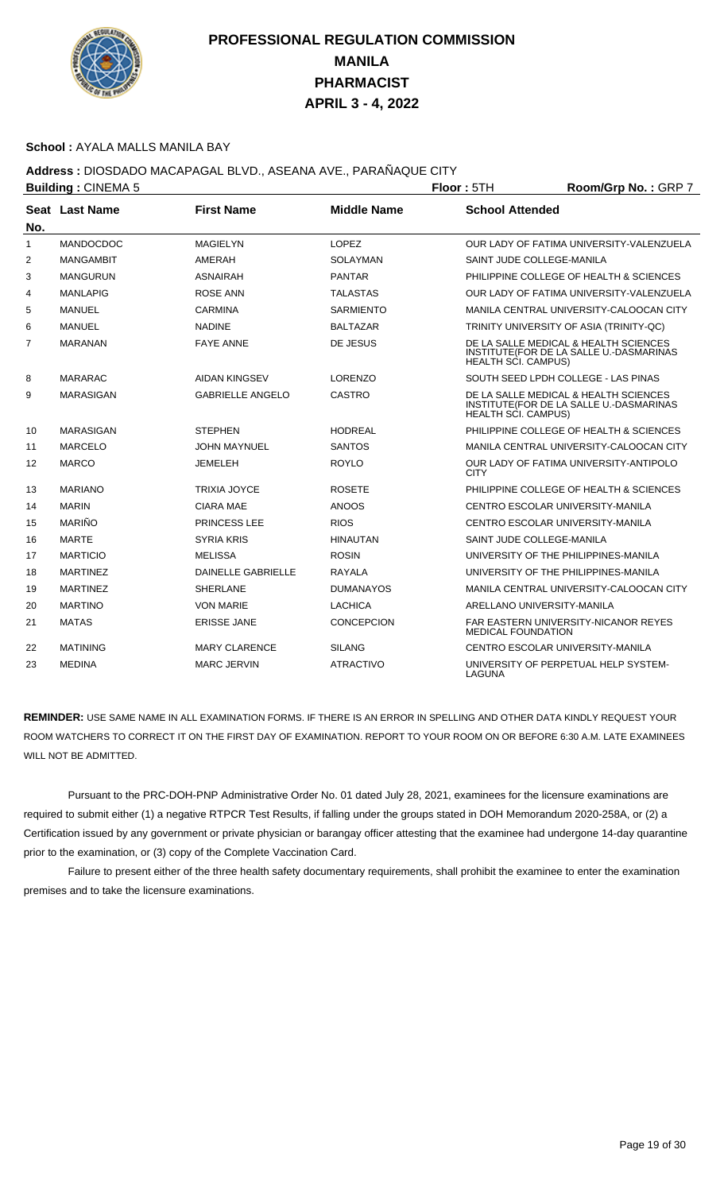# PROFESSIONAL REGULATION COMMISSION
# MANILA
# PHARMACIST
# APRIL 3 - 4, 2022

**School :** AYALA MALLS MANILA BAY

**Address :** DIOSDADO MACAPAGAL BLVD., ASEANA AVE., PARAÑAQUE CITY

**Building :** CINEMA 5 **Floor :** 5TH **Room/Grp No. :** GRP 7

| Seat No. | Last Name | First Name | Middle Name | School Attended |
|---|---|---|---|---|
| 1 | MANDOCDOC | MAGIELYN | LOPEZ | OUR LADY OF FATIMA UNIVERSITY-VALENZUELA |
| 2 | MANGAMBIT | AMERAH | SOLAYMAN | SAINT JUDE COLLEGE-MANILA |
| 3 | MANGURUN | ASNAIRAH | PANTAR | PHILIPPINE COLLEGE OF HEALTH & SCIENCES |
| 4 | MANLAPIG | ROSE ANN | TALASTAS | OUR LADY OF FATIMA UNIVERSITY-VALENZUELA |
| 5 | MANUEL | CARMINA | SARMIENTO | MANILA CENTRAL UNIVERSITY-CALOOCAN CITY |
| 6 | MANUEL | NADINE | BALTAZAR | TRINITY UNIVERSITY OF ASIA (TRINITY-QC) |
| 7 | MARANAN | FAYE ANNE | DE JESUS | DE LA SALLE MEDICAL & HEALTH SCIENCES INSTITUTE(FOR DE LA SALLE U.-DASMARINAS HEALTH SCI. CAMPUS) |
| 8 | MARARAC | AIDAN KINGSEV | LORENZO | SOUTH SEED LPDH COLLEGE - LAS PINAS |
| 9 | MARASIGAN | GABRIELLE ANGELO | CASTRO | DE LA SALLE MEDICAL & HEALTH SCIENCES INSTITUTE(FOR DE LA SALLE U.-DASMARINAS HEALTH SCI. CAMPUS) |
| 10 | MARASIGAN | STEPHEN | HODREAL | PHILIPPINE COLLEGE OF HEALTH & SCIENCES |
| 11 | MARCELO | JOHN MAYNUEL | SANTOS | MANILA CENTRAL UNIVERSITY-CALOOCAN CITY |
| 12 | MARCO | JEMELEH | ROYLO | OUR LADY OF FATIMA UNIVERSITY-ANTIPOLO CITY |
| 13 | MARIANO | TRIXIA JOYCE | ROSETE | PHILIPPINE COLLEGE OF HEALTH & SCIENCES |
| 14 | MARIN | CIARA MAE | ANOOS | CENTRO ESCOLAR UNIVERSITY-MANILA |
| 15 | MARIÑO | PRINCESS LEE | RIOS | CENTRO ESCOLAR UNIVERSITY-MANILA |
| 16 | MARTE | SYRIA KRIS | HINAUTAN | SAINT JUDE COLLEGE-MANILA |
| 17 | MARTICIO | MELISSA | ROSIN | UNIVERSITY OF THE PHILIPPINES-MANILA |
| 18 | MARTINEZ | DAINELLE GABRIELLE | RAYALA | UNIVERSITY OF THE PHILIPPINES-MANILA |
| 19 | MARTINEZ | SHERLANE | DUMANAYOS | MANILA CENTRAL UNIVERSITY-CALOOCAN CITY |
| 20 | MARTINO | VON MARIE | LACHICA | ARELLANO UNIVERSITY-MANILA |
| 21 | MATAS | ERISSE JANE | CONCEPCION | FAR EASTERN UNIVERSITY-NICANOR REYES MEDICAL FOUNDATION |
| 22 | MATINING | MARY CLARENCE | SILANG | CENTRO ESCOLAR UNIVERSITY-MANILA |
| 23 | MEDINA | MARC JERVIN | ATRACTIVO | UNIVERSITY OF PERPETUAL HELP SYSTEM-LAGUNA |

**REMINDER:** USE SAME NAME IN ALL EXAMINATION FORMS. IF THERE IS AN ERROR IN SPELLING AND OTHER DATA KINDLY REQUEST YOUR ROOM WATCHERS TO CORRECT IT ON THE FIRST DAY OF EXAMINATION. REPORT TO YOUR ROOM ON OR BEFORE 6:30 A.M. LATE EXAMINEES WILL NOT BE ADMITTED.

Pursuant to the PRC-DOH-PNP Administrative Order No. 01 dated July 28, 2021, examinees for the licensure examinations are required to submit either (1) a negative RTPCR Test Results, if falling under the groups stated in DOH Memorandum 2020-258A, or (2) a Certification issued by any government or private physician or barangay officer attesting that the examinee had undergone 14-day quarantine prior to the examination, or (3) copy of the Complete Vaccination Card.

Failure to present either of the three health safety documentary requirements, shall prohibit the examinee to enter the examination premises and to take the licensure examinations.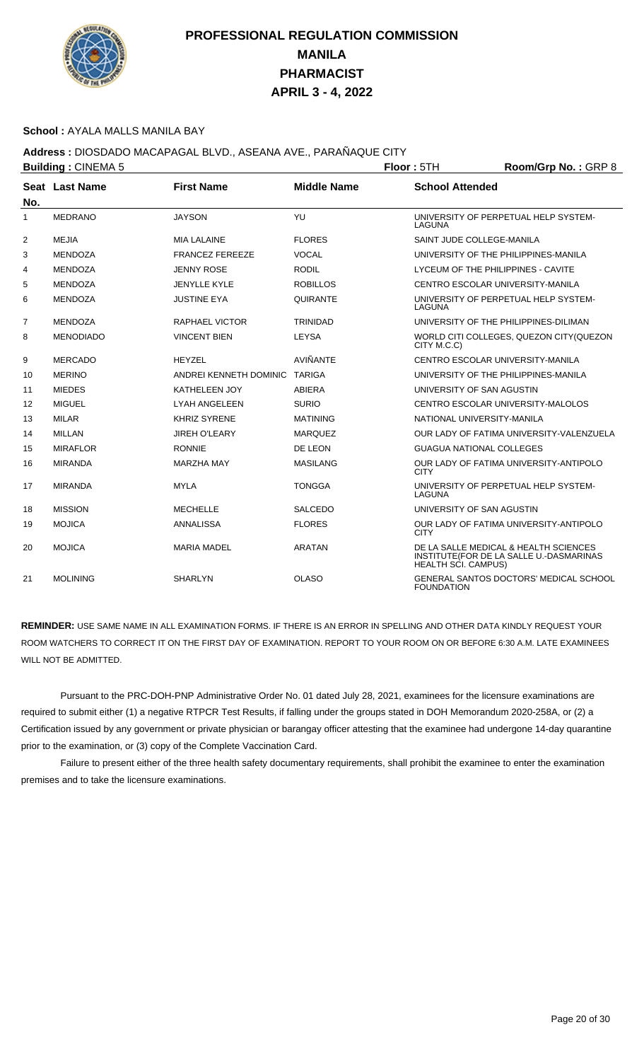# PROFESSIONAL REGULATION COMMISSION
## MANILA
## PHARMACIST
## APRIL 3 - 4, 2022

**School :** AYALA MALLS MANILA BAY

**Address :** DIOSDADO MACAPAGAL BLVD., ASEANA AVE., PARAÑAQUE CITY

**Building :** CINEMA 5 **Floor :** 5TH **Room/Grp No. :** GRP 8

| Seat No. | Last Name | First Name | Middle Name | School Attended |
|---|---|---|---|---|
| 1 | MEDRANO | JAYSON | YU | UNIVERSITY OF PERPETUAL HELP SYSTEM-LAGUNA |
| 2 | MEJIA | MIA LALAINE | FLORES | SAINT JUDE COLLEGE-MANILA |
| 3 | MENDOZA | FRANCEZ FEREEZE | VOCAL | UNIVERSITY OF THE PHILIPPINES-MANILA |
| 4 | MENDOZA | JENNY ROSE | RODIL | LYCEUM OF THE PHILIPPINES - CAVITE |
| 5 | MENDOZA | JENYLLE KYLE | ROBILLOS | CENTRO ESCOLAR UNIVERSITY-MANILA |
| 6 | MENDOZA | JUSTINE EYA | QUIRANTE | UNIVERSITY OF PERPETUAL HELP SYSTEM-LAGUNA |
| 7 | MENDOZA | RAPHAEL VICTOR | TRINIDAD | UNIVERSITY OF THE PHILIPPINES-DILIMAN |
| 8 | MENODIADO | VINCENT BIEN | LEYSA | WORLD CITI COLLEGES, QUEZON CITY(QUEZON CITY M.C.C) |
| 9 | MERCADO | HEYZEL | AVIÑANTE | CENTRO ESCOLAR UNIVERSITY-MANILA |
| 10 | MERINO | ANDREI KENNETH DOMINIC | TARIGA | UNIVERSITY OF THE PHILIPPINES-MANILA |
| 11 | MIEDES | KATHELEEN JOY | ABIERA | UNIVERSITY OF SAN AGUSTIN |
| 12 | MIGUEL | LYAH ANGELEEN | SURIO | CENTRO ESCOLAR UNIVERSITY-MALOLOS |
| 13 | MILAR | KHRIZ SYRENE | MATINING | NATIONAL UNIVERSITY-MANILA |
| 14 | MILLAN | JIREH O'LEARY | MARQUEZ | OUR LADY OF FATIMA UNIVERSITY-VALENZUELA |
| 15 | MIRAFLOR | RONNIE | DE LEON | GUAGUA NATIONAL COLLEGES |
| 16 | MIRANDA | MARZHA MAY | MASILANG | OUR LADY OF FATIMA UNIVERSITY-ANTIPOLO CITY |
| 17 | MIRANDA | MYLA | TONGGA | UNIVERSITY OF PERPETUAL HELP SYSTEM-LAGUNA |
| 18 | MISSION | MECHELLE | SALCEDO | UNIVERSITY OF SAN AGUSTIN |
| 19 | MOJICA | ANNALISSA | FLORES | OUR LADY OF FATIMA UNIVERSITY-ANTIPOLO CITY |
| 20 | MOJICA | MARIA MADEL | ARATAN | DE LA SALLE MEDICAL & HEALTH SCIENCES INSTITUTE(FOR DE LA SALLE U.-DASMARINAS HEALTH SCI. CAMPUS) |
| 21 | MOLINING | SHARLYN | OLASO | GENERAL SANTOS DOCTORS' MEDICAL SCHOOL FOUNDATION |

**REMINDER:** USE SAME NAME IN ALL EXAMINATION FORMS. IF THERE IS AN ERROR IN SPELLING AND OTHER DATA KINDLY REQUEST YOUR ROOM WATCHERS TO CORRECT IT ON THE FIRST DAY OF EXAMINATION. REPORT TO YOUR ROOM ON OR BEFORE 6:30 A.M. LATE EXAMINEES WILL NOT BE ADMITTED.

Pursuant to the PRC-DOH-PNP Administrative Order No. 01 dated July 28, 2021, examinees for the licensure examinations are required to submit either (1) a negative RTPCR Test Results, if falling under the groups stated in DOH Memorandum 2020-258A, or (2) a Certification issued by any government or private physician or barangay officer attesting that the examinee had undergone 14-day quarantine prior to the examination, or (3) copy of the Complete Vaccination Card.

Failure to present either of the three health safety documentary requirements, shall prohibit the examinee to enter the examination premises and to take the licensure examinations.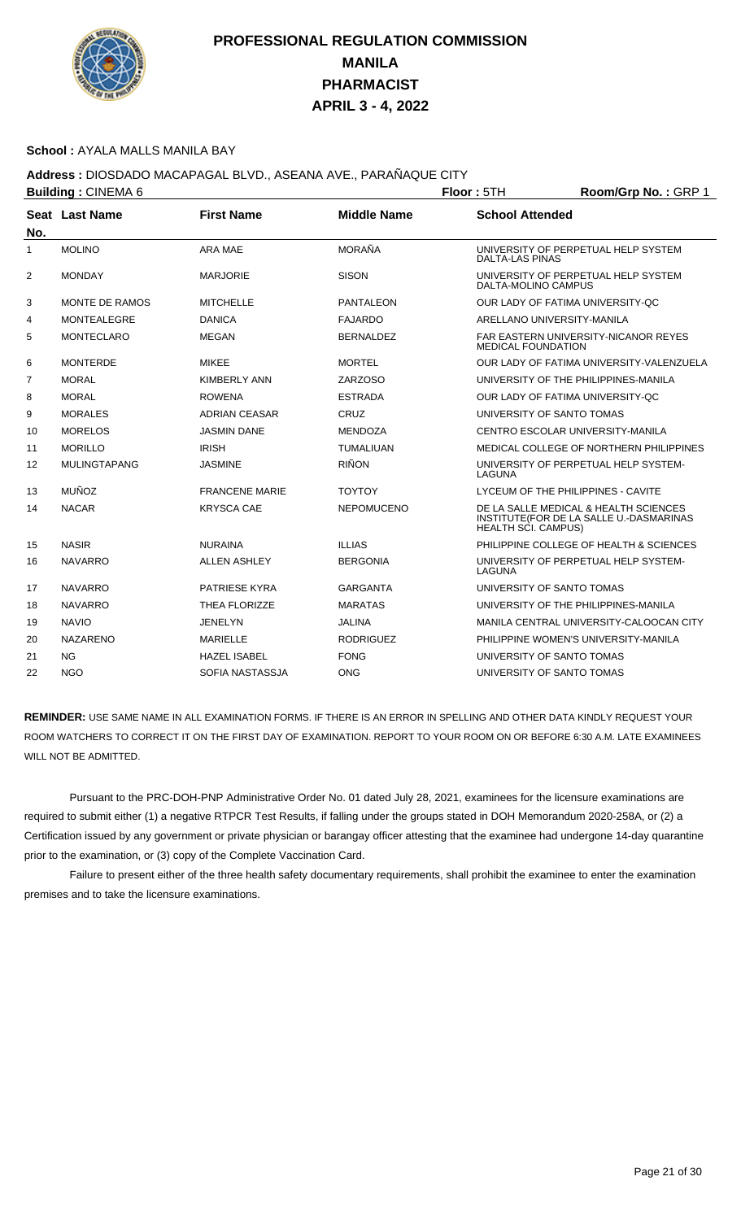# PROFESSIONAL REGULATION COMMISSION
## MANILA
## PHARMACIST
## APRIL 3 - 4, 2022

**School :** AYALA MALLS MANILA BAY

**Address :** DIOSDADO MACAPAGAL BLVD., ASEANA AVE., PARAÑAQUE CITY

**Building :** CINEMA 6 **Floor :** 5TH **Room/Grp No. :** GRP 1

| Seat No. | Last Name | First Name | Middle Name | School Attended |
|---|---|---|---|---|
| 1 | MOLINO | ARA MAE | MORAÑA | UNIVERSITY OF PERPETUAL HELP SYSTEM DALTA-LAS PINAS |
| 2 | MONDAY | MARJORIE | SISON | UNIVERSITY OF PERPETUAL HELP SYSTEM DALTA-MOLINO CAMPUS |
| 3 | MONTE DE RAMOS | MITCHELLE | PANTALEON | OUR LADY OF FATIMA UNIVERSITY-QC |
| 4 | MONTEALEGRE | DANICA | FAJARDO | ARELLANO UNIVERSITY-MANILA |
| 5 | MONTECLARO | MEGAN | BERNALDEZ | FAR EASTERN UNIVERSITY-NICANOR REYES MEDICAL FOUNDATION |
| 6 | MONTERDE | MIKEE | MORTEL | OUR LADY OF FATIMA UNIVERSITY-VALENZUELA |
| 7 | MORAL | KIMBERLY ANN | ZARZOSO | UNIVERSITY OF THE PHILIPPINES-MANILA |
| 8 | MORAL | ROWENA | ESTRADA | OUR LADY OF FATIMA UNIVERSITY-QC |
| 9 | MORALES | ADRIAN CEASAR | CRUZ | UNIVERSITY OF SANTO TOMAS |
| 10 | MORELOS | JASMIN DANE | MENDOZA | CENTRO ESCOLAR UNIVERSITY-MANILA |
| 11 | MORILLO | IRISH | TUMALIUAN | MEDICAL COLLEGE OF NORTHERN PHILIPPINES |
| 12 | MULINGTAPANG | JASMINE | RIÑON | UNIVERSITY OF PERPETUAL HELP SYSTEM-LAGUNA |
| 13 | MUÑOZ | FRANCENE MARIE | TOYTOY | LYCEUM OF THE PHILIPPINES - CAVITE |
| 14 | NACAR | KRYSCA CAE | NEPOMUCENO | DE LA SALLE MEDICAL & HEALTH SCIENCES INSTITUTE(FOR DE LA SALLE U.-DASMARINAS HEALTH SCI. CAMPUS) |
| 15 | NASIR | NURAINA | ILLIAS | PHILIPPINE COLLEGE OF HEALTH & SCIENCES |
| 16 | NAVARRO | ALLEN ASHLEY | BERGONIA | UNIVERSITY OF PERPETUAL HELP SYSTEM-LAGUNA |
| 17 | NAVARRO | PATRIESE KYRA | GARGANTA | UNIVERSITY OF SANTO TOMAS |
| 18 | NAVARRO | THEA FLORIZZE | MARATAS | UNIVERSITY OF THE PHILIPPINES-MANILA |
| 19 | NAVIO | JENELYN | JALINA | MANILA CENTRAL UNIVERSITY-CALOOCAN CITY |
| 20 | NAZARENO | MARIELLE | RODRIGUEZ | PHILIPPINE WOMEN'S UNIVERSITY-MANILA |
| 21 | NG | HAZEL ISABEL | FONG | UNIVERSITY OF SANTO TOMAS |
| 22 | NGO | SOFIA NASTASSJA | ONG | UNIVERSITY OF SANTO TOMAS |

**REMINDER:** USE SAME NAME IN ALL EXAMINATION FORMS. IF THERE IS AN ERROR IN SPELLING AND OTHER DATA KINDLY REQUEST YOUR ROOM WATCHERS TO CORRECT IT ON THE FIRST DAY OF EXAMINATION. REPORT TO YOUR ROOM ON OR BEFORE 6:30 A.M. LATE EXAMINEES WILL NOT BE ADMITTED.

Pursuant to the PRC-DOH-PNP Administrative Order No. 01 dated July 28, 2021, examinees for the licensure examinations are required to submit either (1) a negative RTPCR Test Results, if falling under the groups stated in DOH Memorandum 2020-258A, or (2) a Certification issued by any government or private physician or barangay officer attesting that the examinee had undergone 14-day quarantine prior to the examination, or (3) copy of the Complete Vaccination Card.

Failure to present either of the three health safety documentary requirements, shall prohibit the examinee to enter the examination premises and to take the licensure examinations.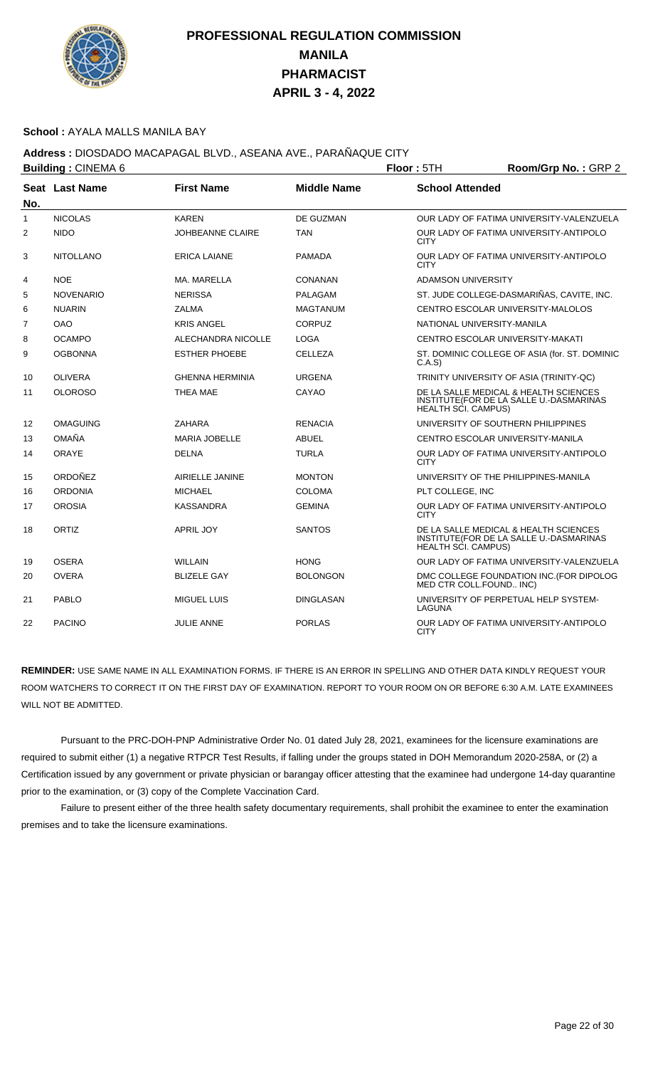# PROFESSIONAL REGULATION COMMISSION
## MANILA
## PHARMACIST
## APRIL 3 - 4, 2022

**School :** AYALA MALLS MANILA BAY

**Address :** DIOSDADO MACAPAGAL BLVD., ASEANA AVE., PARAÑAQUE CITY

**Building :** CINEMA 6 **Floor :** 5TH **Room/Grp No. :** GRP 2

| Seat No. | Last Name | First Name | Middle Name | School Attended |
|---|---|---|---|---|
| 1 | NICOLAS | KAREN | DE GUZMAN | OUR LADY OF FATIMA UNIVERSITY-VALENZUELA |
| 2 | NIDO | JOHBEANNE CLAIRE | TAN | OUR LADY OF FATIMA UNIVERSITY-ANTIPOLO CITY |
| 3 | NITOLLANO | ERICA LAIANE | PAMADA | OUR LADY OF FATIMA UNIVERSITY-ANTIPOLO CITY |
| 4 | NOE | MA. MARELLA | CONANAN | ADAMSON UNIVERSITY |
| 5 | NOVENARIO | NERISSA | PALAGAM | ST. JUDE COLLEGE-DASMARIÑAS, CAVITE, INC. |
| 6 | NUARIN | ZALMA | MAGTANUM | CENTRO ESCOLAR UNIVERSITY-MALOLOS |
| 7 | OAO | KRIS ANGEL | CORPUZ | NATIONAL UNIVERSITY-MANILA |
| 8 | OCAMPO | ALECHANDRA NICOLLE | LOGA | CENTRO ESCOLAR UNIVERSITY-MAKATI |
| 9 | OGBONNA | ESTHER PHOEBE | CELLEZA | ST. DOMINIC COLLEGE OF ASIA (for. ST. DOMINIC C.A.S) |
| 10 | OLIVERA | GHENNA HERMINIA | URGENA | TRINITY UNIVERSITY OF ASIA (TRINITY-QC) |
| 11 | OLOROSO | THEA MAE | CAYAO | DE LA SALLE MEDICAL & HEALTH SCIENCES INSTITUTE(FOR DE LA SALLE U.-DASMARINAS HEALTH SCI. CAMPUS) |
| 12 | OMAGUING | ZAHARA | RENACIA | UNIVERSITY OF SOUTHERN PHILIPPINES |
| 13 | OMAÑA | MARIA JOBELLE | ABUEL | CENTRO ESCOLAR UNIVERSITY-MANILA |
| 14 | ORAYE | DELNA | TURLA | OUR LADY OF FATIMA UNIVERSITY-ANTIPOLO CITY |
| 15 | ORDOÑEZ | AIRIELLE JANINE | MONTON | UNIVERSITY OF THE PHILIPPINES-MANILA |
| 16 | ORDONIA | MICHAEL | COLOMA | PLT COLLEGE, INC |
| 17 | OROSIA | KASSANDRA | GEMINA | OUR LADY OF FATIMA UNIVERSITY-ANTIPOLO CITY |
| 18 | ORTIZ | APRIL JOY | SANTOS | DE LA SALLE MEDICAL & HEALTH SCIENCES INSTITUTE(FOR DE LA SALLE U.-DASMARINAS HEALTH SCI. CAMPUS) |
| 19 | OSERA | WILLAIN | HONG | OUR LADY OF FATIMA UNIVERSITY-VALENZUELA |
| 20 | OVERA | BLIZELE GAY | BOLONGON | DMC COLLEGE FOUNDATION INC.(FOR DIPOLOG MED CTR COLL.FOUND.. INC) |
| 21 | PABLO | MIGUEL LUIS | DINGLASAN | UNIVERSITY OF PERPETUAL HELP SYSTEM-LAGUNA |
| 22 | PACINO | JULIE ANNE | PORLAS | OUR LADY OF FATIMA UNIVERSITY-ANTIPOLO CITY |

**REMINDER:** USE SAME NAME IN ALL EXAMINATION FORMS. IF THERE IS AN ERROR IN SPELLING AND OTHER DATA KINDLY REQUEST YOUR ROOM WATCHERS TO CORRECT IT ON THE FIRST DAY OF EXAMINATION. REPORT TO YOUR ROOM ON OR BEFORE 6:30 A.M. LATE EXAMINEES WILL NOT BE ADMITTED.

Pursuant to the PRC-DOH-PNP Administrative Order No. 01 dated July 28, 2021, examinees for the licensure examinations are required to submit either (1) a negative RTPCR Test Results, if falling under the groups stated in DOH Memorandum 2020-258A, or (2) a Certification issued by any government or private physician or barangay officer attesting that the examinee had undergone 14-day quarantine prior to the examination, or (3) copy of the Complete Vaccination Card.

Failure to present either of the three health safety documentary requirements, shall prohibit the examinee to enter the examination premises and to take the licensure examinations.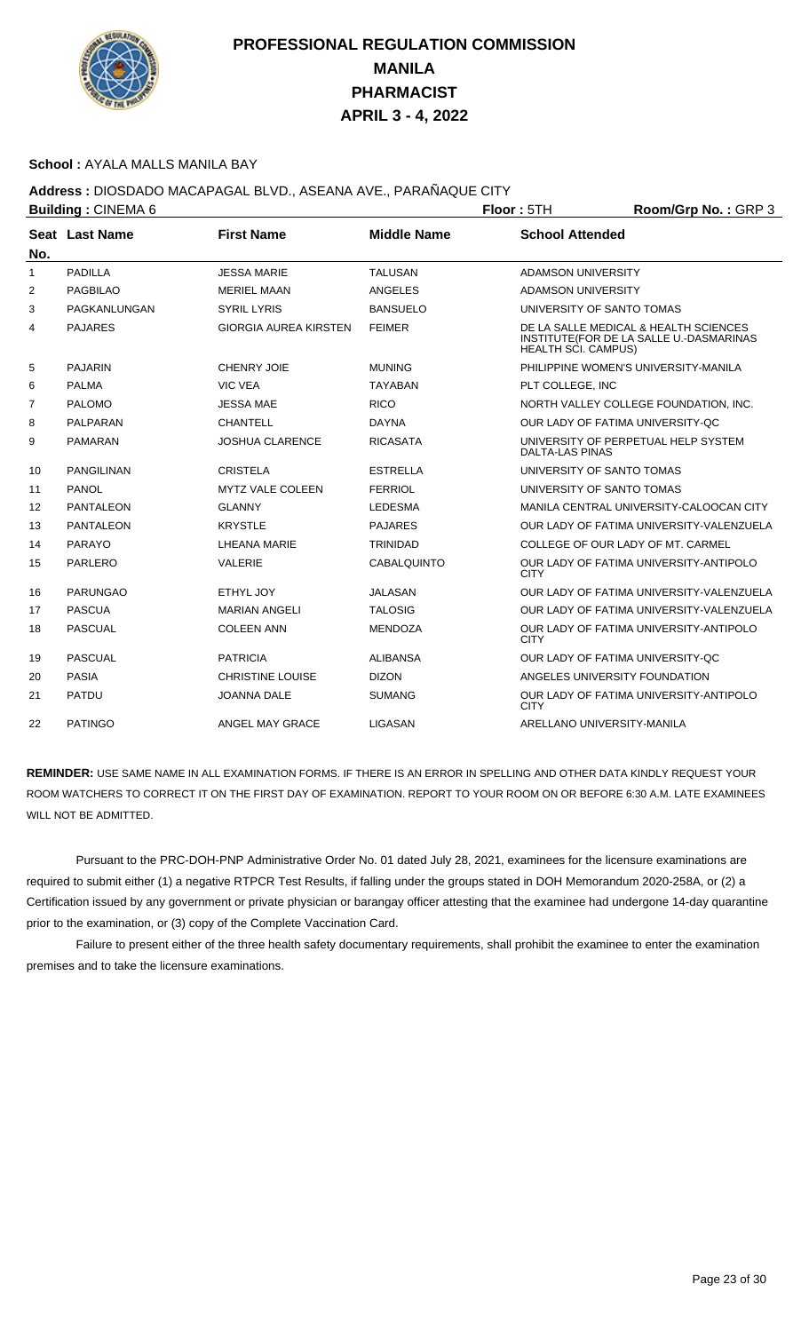# PROFESSIONAL REGULATION COMMISSION
## MANILA
## PHARMACIST
## APRIL 3 - 4, 2022

**School :** AYALA MALLS MANILA BAY

**Address :** DIOSDADO MACAPAGAL BLVD., ASEANA AVE., PARAÑAQUE CITY

**Building :** CINEMA 6 **Floor :** 5TH **Room/Grp No. :** GRP 3

| Seat No. | Last Name | First Name | Middle Name | School Attended |
|---|---|---|---|---|
| 1 | PADILLA | JESSA MARIE | TALUSAN | ADAMSON UNIVERSITY |
| 2 | PAGBILAO | MERIEL MAAN | ANGELES | ADAMSON UNIVERSITY |
| 3 | PAGKANLUNGAN | SYRIL LYRIS | BANSUELO | UNIVERSITY OF SANTO TOMAS |
| 4 | PAJARES | GIORGIA AUREA KIRSTEN | FEIMER | DE LA SALLE MEDICAL & HEALTH SCIENCES INSTITUTE(FOR DE LA SALLE U.-DASMARINAS HEALTH SCI. CAMPUS) |
| 5 | PAJARIN | CHENRY JOIE | MUNING | PHILIPPINE WOMEN'S UNIVERSITY-MANILA |
| 6 | PALMA | VIC VEA | TAYABAN | PLT COLLEGE, INC |
| 7 | PALOMO | JESSA MAE | RICO | NORTH VALLEY COLLEGE FOUNDATION, INC. |
| 8 | PALPARAN | CHANTELL | DAYNA | OUR LADY OF FATIMA UNIVERSITY-QC |
| 9 | PAMARAN | JOSHUA CLARENCE | RICASATA | UNIVERSITY OF PERPETUAL HELP SYSTEM DALTA-LAS PINAS |
| 10 | PANGILINAN | CRISTELA | ESTRELLA | UNIVERSITY OF SANTO TOMAS |
| 11 | PANOL | MYTZ VALE COLEEN | FERRIOL | UNIVERSITY OF SANTO TOMAS |
| 12 | PANTALEON | GLANNY | LEDESMA | MANILA CENTRAL UNIVERSITY-CALOOCAN CITY |
| 13 | PANTALEON | KRYSTLE | PAJARES | OUR LADY OF FATIMA UNIVERSITY-VALENZUELA |
| 14 | PARAYO | LHEANA MARIE | TRINIDAD | COLLEGE OF OUR LADY OF MT. CARMEL |
| 15 | PARLERO | VALERIE | CABALQUINTO | OUR LADY OF FATIMA UNIVERSITY-ANTIPOLO CITY |
| 16 | PARUNGAO | ETHYL JOY | JALASAN | OUR LADY OF FATIMA UNIVERSITY-VALENZUELA |
| 17 | PASCUA | MARIAN ANGELI | TALOSIG | OUR LADY OF FATIMA UNIVERSITY-VALENZUELA |
| 18 | PASCUAL | COLEEN ANN | MENDOZA | OUR LADY OF FATIMA UNIVERSITY-ANTIPOLO CITY |
| 19 | PASCUAL | PATRICIA | ALIBANSA | OUR LADY OF FATIMA UNIVERSITY-QC |
| 20 | PASIA | CHRISTINE LOUISE | DIZON | ANGELES UNIVERSITY FOUNDATION |
| 21 | PATDU | JOANNA DALE | SUMANG | OUR LADY OF FATIMA UNIVERSITY-ANTIPOLO CITY |
| 22 | PATINGO | ANGEL MAY GRACE | LIGASAN | ARELLANO UNIVERSITY-MANILA |

**REMINDER:** USE SAME NAME IN ALL EXAMINATION FORMS. IF THERE IS AN ERROR IN SPELLING AND OTHER DATA KINDLY REQUEST YOUR ROOM WATCHERS TO CORRECT IT ON THE FIRST DAY OF EXAMINATION. REPORT TO YOUR ROOM ON OR BEFORE 6:30 A.M. LATE EXAMINEES WILL NOT BE ADMITTED.

Pursuant to the PRC-DOH-PNP Administrative Order No. 01 dated July 28, 2021, examinees for the licensure examinations are required to submit either (1) a negative RTPCR Test Results, if falling under the groups stated in DOH Memorandum 2020-258A, or (2) a Certification issued by any government or private physician or barangay officer attesting that the examinee had undergone 14-day quarantine prior to the examination, or (3) copy of the Complete Vaccination Card.

Failure to present either of the three health safety documentary requirements, shall prohibit the examinee to enter the examination premises and to take the licensure examinations.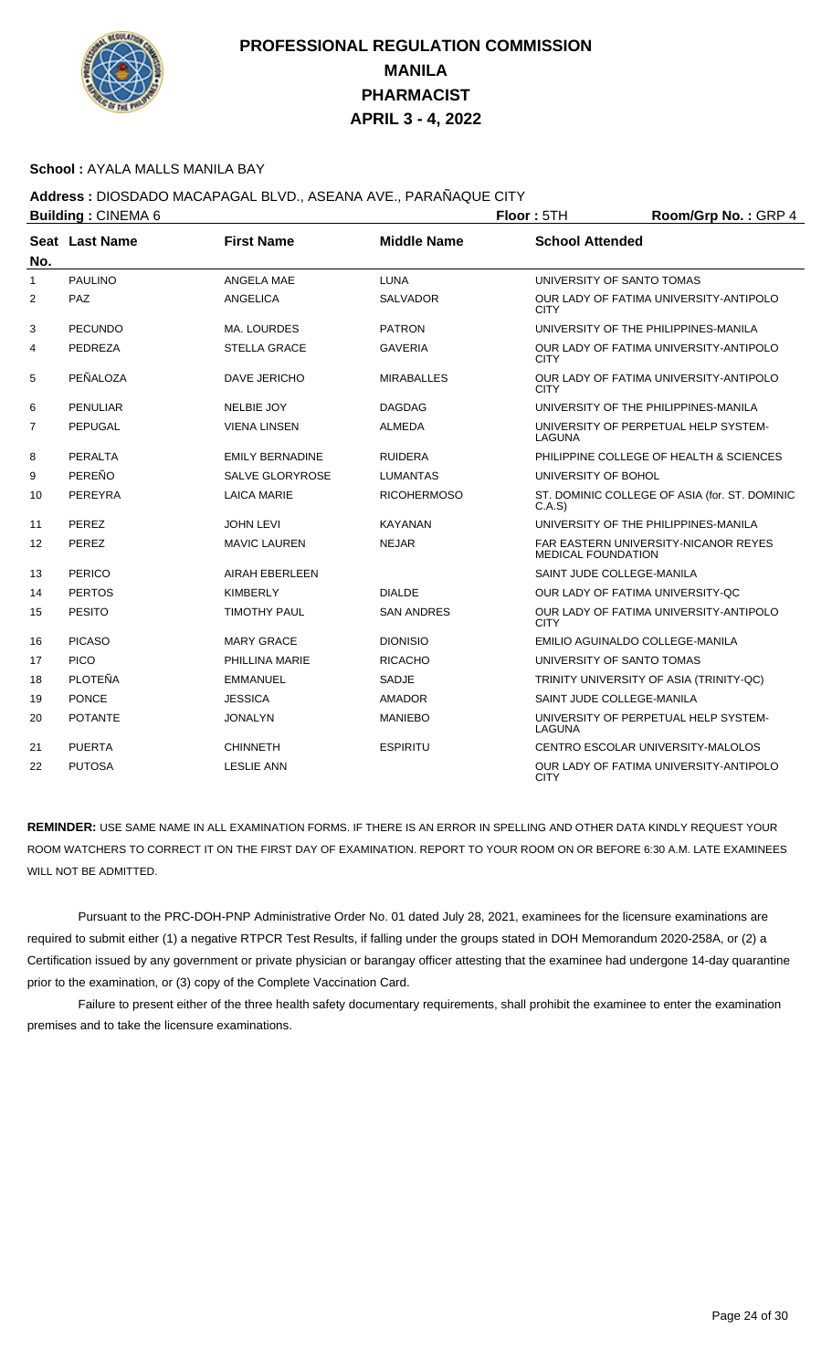# PROFESSIONAL REGULATION COMMISSION
## MANILA
## PHARMACIST
## APRIL 3 - 4, 2022

**School :** AYALA MALLS MANILA BAY

**Address :** DIOSDADO MACAPAGAL BLVD., ASEANA AVE., PARAÑAQUE CITY

**Building :** CINEMA 6 | **Floor :** 5TH | **Room/Grp No. :** GRP 4

| Seat No. | Last Name | First Name | Middle Name | School Attended |
|---|---|---|---|---|
| 1 | PAULINO | ANGELA MAE | LUNA | UNIVERSITY OF SANTO TOMAS |
| 2 | PAZ | ANGELICA | SALVADOR | OUR LADY OF FATIMA UNIVERSITY-ANTIPOLO CITY |
| 3 | PECUNDO | MA. LOURDES | PATRON | UNIVERSITY OF THE PHILIPPINES-MANILA |
| 4 | PEDREZA | STELLA GRACE | GAVERIA | OUR LADY OF FATIMA UNIVERSITY-ANTIPOLO CITY |
| 5 | PEÑALOZA | DAVE JERICHO | MIRABALLES | OUR LADY OF FATIMA UNIVERSITY-ANTIPOLO CITY |
| 6 | PENULIAR | NELBIE JOY | DAGDAG | UNIVERSITY OF THE PHILIPPINES-MANILA |
| 7 | PEPUGAL | VIENA LINSEN | ALMEDA | UNIVERSITY OF PERPETUAL HELP SYSTEM-LAGUNA |
| 8 | PERALTA | EMILY BERNADINE | RUIDERA | PHILIPPINE COLLEGE OF HEALTH & SCIENCES |
| 9 | PEREÑO | SALVE GLORYROSE | LUMANTAS | UNIVERSITY OF BOHOL |
| 10 | PEREYRA | LAICA MARIE | RICOHERMOSO | ST. DOMINIC COLLEGE OF ASIA (for. ST. DOMINIC C.A.S) |
| 11 | PEREZ | JOHN LEVI | KAYANAN | UNIVERSITY OF THE PHILIPPINES-MANILA |
| 12 | PEREZ | MAVIC LAUREN | NEJAR | FAR EASTERN UNIVERSITY-NICANOR REYES MEDICAL FOUNDATION |
| 13 | PERICO | AIRAH EBERLEEN | | SAINT JUDE COLLEGE-MANILA |
| 14 | PERTOS | KIMBERLY | DIALDE | OUR LADY OF FATIMA UNIVERSITY-QC |
| 15 | PESITO | TIMOTHY PAUL | SAN ANDRES | OUR LADY OF FATIMA UNIVERSITY-ANTIPOLO CITY |
| 16 | PICASO | MARY GRACE | DIONISIO | EMILIO AGUINALDO COLLEGE-MANILA |
| 17 | PICO | PHILLINA MARIE | RICACHO | UNIVERSITY OF SANTO TOMAS |
| 18 | PLOTEÑA | EMMANUEL | SADJE | TRINITY UNIVERSITY OF ASIA (TRINITY-QC) |
| 19 | PONCE | JESSICA | AMADOR | SAINT JUDE COLLEGE-MANILA |
| 20 | POTANTE | JONALYN | MANIEBO | UNIVERSITY OF PERPETUAL HELP SYSTEM-LAGUNA |
| 21 | PUERTA | CHINNETH | ESPIRITU | CENTRO ESCOLAR UNIVERSITY-MALOLOS |
| 22 | PUTOSA | LESLIE ANN | | OUR LADY OF FATIMA UNIVERSITY-ANTIPOLO CITY |

**REMINDER:** USE SAME NAME IN ALL EXAMINATION FORMS. IF THERE IS AN ERROR IN SPELLING AND OTHER DATA KINDLY REQUEST YOUR ROOM WATCHERS TO CORRECT IT ON THE FIRST DAY OF EXAMINATION. REPORT TO YOUR ROOM ON OR BEFORE 6:30 A.M. LATE EXAMINEES WILL NOT BE ADMITTED.

Pursuant to the PRC-DOH-PNP Administrative Order No. 01 dated July 28, 2021, examinees for the licensure examinations are required to submit either (1) a negative RTPCR Test Results, if falling under the groups stated in DOH Memorandum 2020-258A, or (2) a Certification issued by any government or private physician or barangay officer attesting that the examinee had undergone 14-day quarantine prior to the examination, or (3) copy of the Complete Vaccination Card.

Failure to present either of the three health safety documentary requirements, shall prohibit the examinee to enter the examination premises and to take the licensure examinations.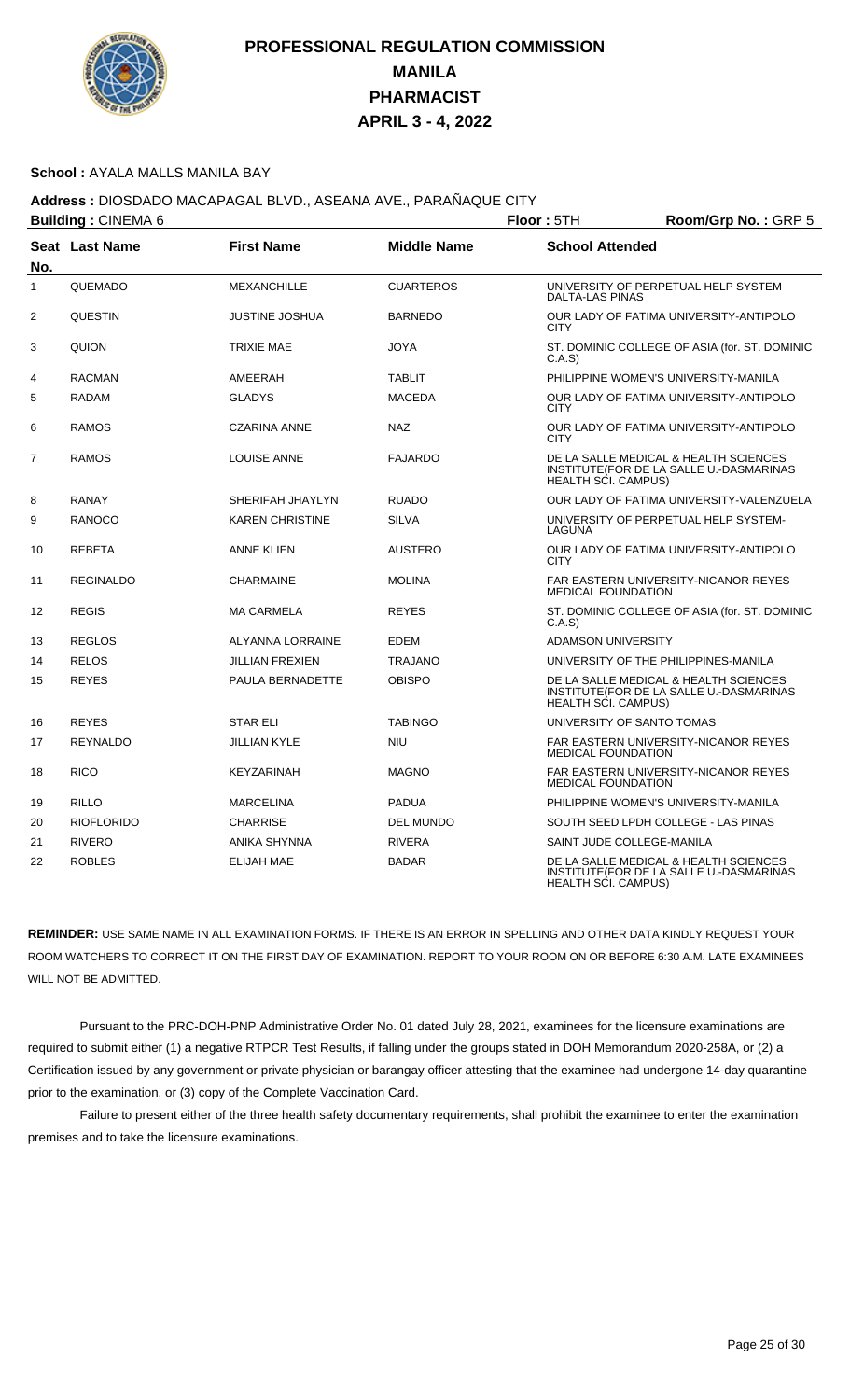# PROFESSIONAL REGULATION COMMISSION
## MANILA
## PHARMACIST
## APRIL 3 - 4, 2022

**School :** AYALA MALLS MANILA BAY

**Address :** DIOSDADO MACAPAGAL BLVD., ASEANA AVE., PARAÑAQUE CITY

**Building :** CINEMA 6 **Floor :** 5TH **Room/Grp No. :** GRP 5

| Seat No. | Last Name | First Name | Middle Name | School Attended |
|---|---|---|---|---|
| 1 | QUEMADO | MEXANCHILLE | CUARTEROS | UNIVERSITY OF PERPETUAL HELP SYSTEM DALTA-LAS PINAS |
| 2 | QUESTIN | JUSTINE JOSHUA | BARNEDO | OUR LADY OF FATIMA UNIVERSITY-ANTIPOLO CITY |
| 3 | QUION | TRIXIE MAE | JOYA | ST. DOMINIC COLLEGE OF ASIA (for. ST. DOMINIC C.A.S) |
| 4 | RACMAN | AMEERAH | TABLIT | PHILIPPINE WOMEN'S UNIVERSITY-MANILA |
| 5 | RADAM | GLADYS | MACEDA | OUR LADY OF FATIMA UNIVERSITY-ANTIPOLO CITY |
| 6 | RAMOS | CZARINA ANNE | NAZ | OUR LADY OF FATIMA UNIVERSITY-ANTIPOLO CITY |
| 7 | RAMOS | LOUISE ANNE | FAJARDO | DE LA SALLE MEDICAL & HEALTH SCIENCES INSTITUTE(FOR DE LA SALLE U.-DASMARINAS HEALTH SCI. CAMPUS) |
| 8 | RANAY | SHERIFAH JHAYLYN | RUADO | OUR LADY OF FATIMA UNIVERSITY-VALENZUELA |
| 9 | RANOCO | KAREN CHRISTINE | SILVA | UNIVERSITY OF PERPETUAL HELP SYSTEM-LAGUNA |
| 10 | REBETA | ANNE KLIEN | AUSTERO | OUR LADY OF FATIMA UNIVERSITY-ANTIPOLO CITY |
| 11 | REGINALDO | CHARMAINE | MOLINA | FAR EASTERN UNIVERSITY-NICANOR REYES MEDICAL FOUNDATION |
| 12 | REGIS | MA CARMELA | REYES | ST. DOMINIC COLLEGE OF ASIA (for. ST. DOMINIC C.A.S) |
| 13 | REGLOS | ALYANNA LORRAINE | EDEM | ADAMSON UNIVERSITY |
| 14 | RELOS | JILLIAN FREXIEN | TRAJANO | UNIVERSITY OF THE PHILIPPINES-MANILA |
| 15 | REYES | PAULA BERNADETTE | OBISPO | DE LA SALLE MEDICAL & HEALTH SCIENCES INSTITUTE(FOR DE LA SALLE U.-DASMARINAS HEALTH SCI. CAMPUS) |
| 16 | REYES | STAR ELI | TABINGO | UNIVERSITY OF SANTO TOMAS |
| 17 | REYNALDO | JILLIAN KYLE | NIU | FAR EASTERN UNIVERSITY-NICANOR REYES MEDICAL FOUNDATION |
| 18 | RICO | KEYZARINAH | MAGNO | FAR EASTERN UNIVERSITY-NICANOR REYES MEDICAL FOUNDATION |
| 19 | RILLO | MARCELINA | PADUA | PHILIPPINE WOMEN'S UNIVERSITY-MANILA |
| 20 | RIOFLORIDO | CHARRISE | DEL MUNDO | SOUTH SEED LPDH COLLEGE - LAS PINAS |
| 21 | RIVERO | ANIKA SHYNNA | RIVERA | SAINT JUDE COLLEGE-MANILA |
| 22 | ROBLES | ELIJAH MAE | BADAR | DE LA SALLE MEDICAL & HEALTH SCIENCES INSTITUTE(FOR DE LA SALLE U.-DASMARINAS HEALTH SCI. CAMPUS) |

**REMINDER:** USE SAME NAME IN ALL EXAMINATION FORMS. IF THERE IS AN ERROR IN SPELLING AND OTHER DATA KINDLY REQUEST YOUR ROOM WATCHERS TO CORRECT IT ON THE FIRST DAY OF EXAMINATION. REPORT TO YOUR ROOM ON OR BEFORE 6:30 A.M. LATE EXAMINEES WILL NOT BE ADMITTED.

Pursuant to the PRC-DOH-PNP Administrative Order No. 01 dated July 28, 2021, examinees for the licensure examinations are required to submit either (1) a negative RTPCR Test Results, if falling under the groups stated in DOH Memorandum 2020-258A, or (2) a Certification issued by any government or private physician or barangay officer attesting that the examinee had undergone 14-day quarantine prior to the examination, or (3) copy of the Complete Vaccination Card.

Failure to present either of the three health safety documentary requirements, shall prohibit the examinee to enter the examination premises and to take the licensure examinations.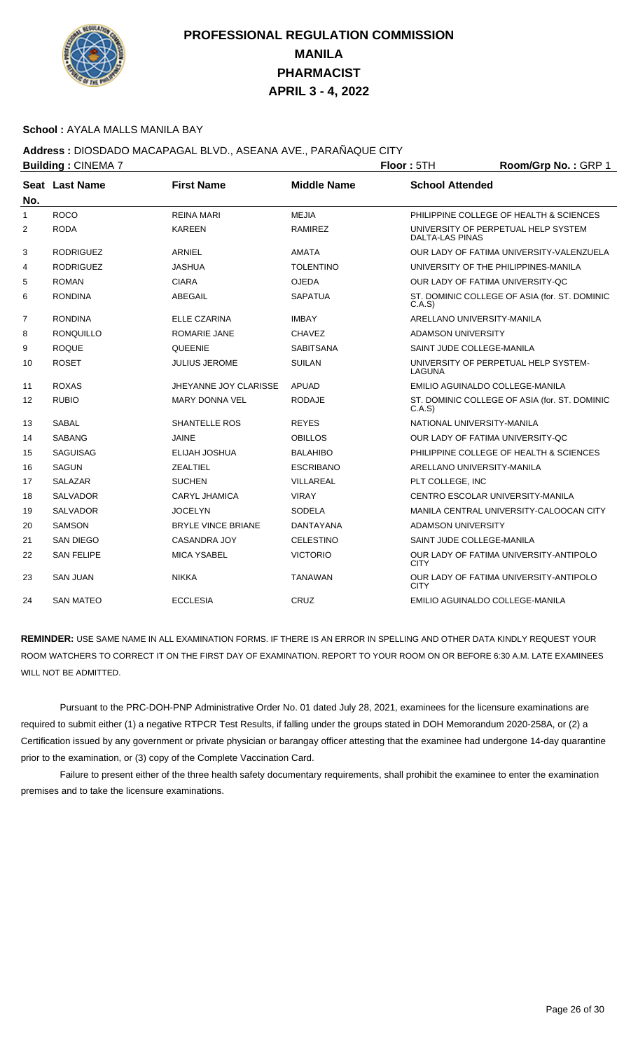# PROFESSIONAL REGULATION COMMISSION
# MANILA
# PHARMACIST
# APRIL 3 - 4, 2022

**School :** AYALA MALLS MANILA BAY

**Address :** DIOSDADO MACAPAGAL BLVD., ASEANA AVE., PARAÑAQUE CITY

**Building :** CINEMA 7 **Floor :** 5TH **Room/Grp No. :** GRP 1

| Seat No. | Last Name | First Name | Middle Name | School Attended |
|---|---|---|---|---|
| 1 | ROCO | REINA MARI | MEJIA | PHILIPPINE COLLEGE OF HEALTH & SCIENCES |
| 2 | RODA | KAREEN | RAMIREZ | UNIVERSITY OF PERPETUAL HELP SYSTEM DALTA-LAS PINAS |
| 3 | RODRIGUEZ | ARNIEL | AMATA | OUR LADY OF FATIMA UNIVERSITY-VALENZUELA |
| 4 | RODRIGUEZ | JASHUA | TOLENTINO | UNIVERSITY OF THE PHILIPPINES-MANILA |
| 5 | ROMAN | CIARA | OJEDA | OUR LADY OF FATIMA UNIVERSITY-QC |
| 6 | RONDINA | ABEGAIL | SAPATUA | ST. DOMINIC COLLEGE OF ASIA (for. ST. DOMINIC C.A.S) |
| 7 | RONDINA | ELLE CZARINA | IMBAY | ARELLANO UNIVERSITY-MANILA |
| 8 | RONQUILLO | ROMARIE JANE | CHAVEZ | ADAMSON UNIVERSITY |
| 9 | ROQUE | QUEENIE | SABITSANA | SAINT JUDE COLLEGE-MANILA |
| 10 | ROSET | JULIUS JEROME | SUILAN | UNIVERSITY OF PERPETUAL HELP SYSTEM-LAGUNA |
| 11 | ROXAS | JHEYANNE JOY CLARISSE | APUAD | EMILIO AGUINALDO COLLEGE-MANILA |
| 12 | RUBIO | MARY DONNA VEL | RODAJE | ST. DOMINIC COLLEGE OF ASIA (for. ST. DOMINIC C.A.S) |
| 13 | SABAL | SHANTELLE ROS | REYES | NATIONAL UNIVERSITY-MANILA |
| 14 | SABANG | JAINE | OBILLOS | OUR LADY OF FATIMA UNIVERSITY-QC |
| 15 | SAGUISAG | ELIJAH JOSHUA | BALAHIBO | PHILIPPINE COLLEGE OF HEALTH & SCIENCES |
| 16 | SAGUN | ZEALTIEL | ESCRIBANO | ARELLANO UNIVERSITY-MANILA |
| 17 | SALAZAR | SUCHEN | VILLAREAL | PLT COLLEGE, INC |
| 18 | SALVADOR | CARYL JHAMICA | VIRAY | CENTRO ESCOLAR UNIVERSITY-MANILA |
| 19 | SALVADOR | JOCELYN | SODELA | MANILA CENTRAL UNIVERSITY-CALOOCAN CITY |
| 20 | SAMSON | BRYLE VINCE BRIANE | DANTAYANA | ADAMSON UNIVERSITY |
| 21 | SAN DIEGO | CASANDRA JOY | CELESTINO | SAINT JUDE COLLEGE-MANILA |
| 22 | SAN FELIPE | MICA YSABEL | VICTORIO | OUR LADY OF FATIMA UNIVERSITY-ANTIPOLO CITY |
| 23 | SAN JUAN | NIKKA | TANAWAN | OUR LADY OF FATIMA UNIVERSITY-ANTIPOLO CITY |
| 24 | SAN MATEO | ECCLESIA | CRUZ | EMILIO AGUINALDO COLLEGE-MANILA |

**REMINDER:** USE SAME NAME IN ALL EXAMINATION FORMS. IF THERE IS AN ERROR IN SPELLING AND OTHER DATA KINDLY REQUEST YOUR ROOM WATCHERS TO CORRECT IT ON THE FIRST DAY OF EXAMINATION. REPORT TO YOUR ROOM ON OR BEFORE 6:30 A.M. LATE EXAMINEES WILL NOT BE ADMITTED.

Pursuant to the PRC-DOH-PNP Administrative Order No. 01 dated July 28, 2021, examinees for the licensure examinations are required to submit either (1) a negative RTPCR Test Results, if falling under the groups stated in DOH Memorandum 2020-258A, or (2) a Certification issued by any government or private physician or barangay officer attesting that the examinee had undergone 14-day quarantine prior to the examination, or (3) copy of the Complete Vaccination Card.

Failure to present either of the three health safety documentary requirements, shall prohibit the examinee to enter the examination premises and to take the licensure examinations.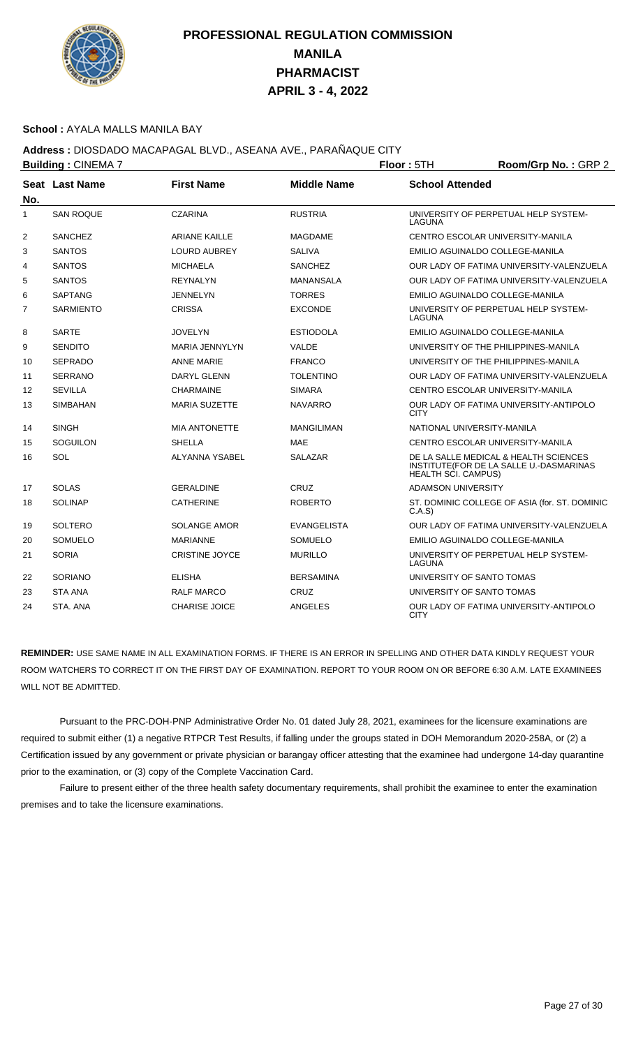# PROFESSIONAL REGULATION COMMISSION
## MANILA
## PHARMACIST
## APRIL 3 - 4, 2022

**School :** AYALA MALLS MANILA BAY

**Address :** DIOSDADO MACAPAGAL BLVD., ASEANA AVE., PARAÑAQUE CITY

**Building :** CINEMA 7 **Floor :** 5TH **Room/Grp No. :** GRP 2

| Seat No. | Last Name | First Name | Middle Name | School Attended |
|---|---|---|---|---|
| 1 | SAN ROQUE | CZARINA | RUSTRIA | UNIVERSITY OF PERPETUAL HELP SYSTEM-LAGUNA |
| 2 | SANCHEZ | ARIANE KAILLE | MAGDAME | CENTRO ESCOLAR UNIVERSITY-MANILA |
| 3 | SANTOS | LOURD AUBREY | SALIVA | EMILIO AGUINALDO COLLEGE-MANILA |
| 4 | SANTOS | MICHAELA | SANCHEZ | OUR LADY OF FATIMA UNIVERSITY-VALENZUELA |
| 5 | SANTOS | REYNALYN | MANANSALA | OUR LADY OF FATIMA UNIVERSITY-VALENZUELA |
| 6 | SAPTANG | JENNELYN | TORRES | EMILIO AGUINALDO COLLEGE-MANILA |
| 7 | SARMIENTO | CRISSA | EXCONDE | UNIVERSITY OF PERPETUAL HELP SYSTEM-LAGUNA |
| 8 | SARTE | JOVELYN | ESTIODOLA | EMILIO AGUINALDO COLLEGE-MANILA |
| 9 | SENDITO | MARIA JENNYLYN | VALDE | UNIVERSITY OF THE PHILIPPINES-MANILA |
| 10 | SEPRADO | ANNE MARIE | FRANCO | UNIVERSITY OF THE PHILIPPINES-MANILA |
| 11 | SERRANO | DARYL GLENN | TOLENTINO | OUR LADY OF FATIMA UNIVERSITY-VALENZUELA |
| 12 | SEVILLA | CHARMAINE | SIMARA | CENTRO ESCOLAR UNIVERSITY-MANILA |
| 13 | SIMBAHAN | MARIA SUZETTE | NAVARRO | OUR LADY OF FATIMA UNIVERSITY-ANTIPOLO CITY |
| 14 | SINGH | MIA ANTONETTE | MANGILIMAN | NATIONAL UNIVERSITY-MANILA |
| 15 | SOGUILON | SHELLA | MAE | CENTRO ESCOLAR UNIVERSITY-MANILA |
| 16 | SOL | ALYANNA YSABEL | SALAZAR | DE LA SALLE MEDICAL & HEALTH SCIENCES INSTITUTE(FOR DE LA SALLE U.-DASMARINAS HEALTH SCI. CAMPUS) |
| 17 | SOLAS | GERALDINE | CRUZ | ADAMSON UNIVERSITY |
| 18 | SOLINAP | CATHERINE | ROBERTO | ST. DOMINIC COLLEGE OF ASIA (for. ST. DOMINIC C.A.S) |
| 19 | SOLTERO | SOLANGE AMOR | EVANGELISTA | OUR LADY OF FATIMA UNIVERSITY-VALENZUELA |
| 20 | SOMUELO | MARIANNE | SOMUELO | EMILIO AGUINALDO COLLEGE-MANILA |
| 21 | SORIA | CRISTINE JOYCE | MURILLO | UNIVERSITY OF PERPETUAL HELP SYSTEM-LAGUNA |
| 22 | SORIANO | ELISHA | BERSAMINA | UNIVERSITY OF SANTO TOMAS |
| 23 | STA ANA | RALF MARCO | CRUZ | UNIVERSITY OF SANTO TOMAS |
| 24 | STA. ANA | CHARISE JOICE | ANGELES | OUR LADY OF FATIMA UNIVERSITY-ANTIPOLO CITY |

**REMINDER:** USE SAME NAME IN ALL EXAMINATION FORMS. IF THERE IS AN ERROR IN SPELLING AND OTHER DATA KINDLY REQUEST YOUR ROOM WATCHERS TO CORRECT IT ON THE FIRST DAY OF EXAMINATION. REPORT TO YOUR ROOM ON OR BEFORE 6:30 A.M. LATE EXAMINEES WILL NOT BE ADMITTED.

Pursuant to the PRC-DOH-PNP Administrative Order No. 01 dated July 28, 2021, examinees for the licensure examinations are required to submit either (1) a negative RTPCR Test Results, if falling under the groups stated in DOH Memorandum 2020-258A, or (2) a Certification issued by any government or private physician or barangay officer attesting that the examinee had undergone 14-day quarantine prior to the examination, or (3) copy of the Complete Vaccination Card.

Failure to present either of the three health safety documentary requirements, shall prohibit the examinee to enter the examination premises and to take the licensure examinations.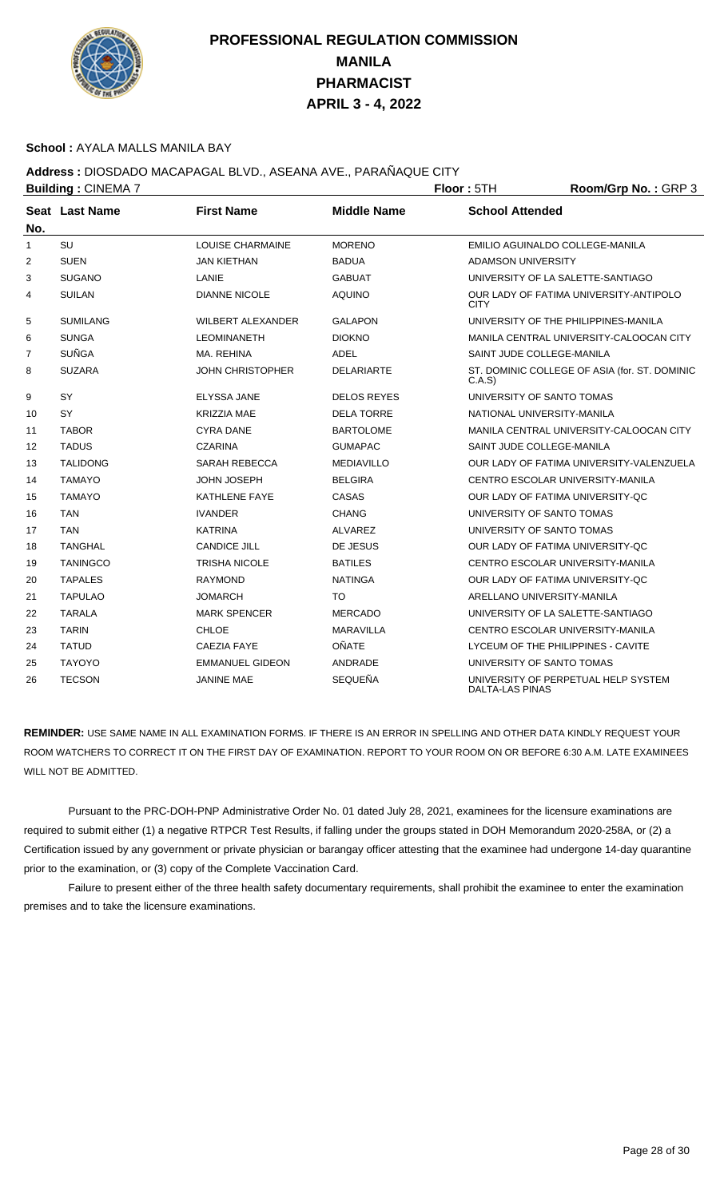# PROFESSIONAL REGULATION COMMISSION
# MANILA
# PHARMACIST
# APRIL 3 - 4, 2022

**School :** AYALA MALLS MANILA BAY

**Address :** DIOSDADO MACAPAGAL BLVD., ASEANA AVE., PARAÑAQUE CITY

**Building :** CINEMA 7 **Floor :** 5TH **Room/Grp No. :** GRP 3

| Seat No. | Last Name | First Name | Middle Name | School Attended |
|---|---|---|---|---|
| 1 | SU | LOUISE CHARMAINE | MORENO | EMILIO AGUINALDO COLLEGE-MANILA |
| 2 | SUEN | JAN KIETHAN | BADUA | ADAMSON UNIVERSITY |
| 3 | SUGANO | LANIE | GABUAT | UNIVERSITY OF LA SALETTE-SANTIAGO |
| 4 | SUILAN | DIANNE NICOLE | AQUINO | OUR LADY OF FATIMA UNIVERSITY-ANTIPOLO CITY |
| 5 | SUMILANG | WILBERT ALEXANDER | GALAPON | UNIVERSITY OF THE PHILIPPINES-MANILA |
| 6 | SUNGA | LEOMINANETH | DIOKNO | MANILA CENTRAL UNIVERSITY-CALOOCAN CITY |
| 7 | SUÑGA | MA. REHINA | ADEL | SAINT JUDE COLLEGE-MANILA |
| 8 | SUZARA | JOHN CHRISTOPHER | DELARIARTE | ST. DOMINIC COLLEGE OF ASIA (for. ST. DOMINIC C.A.S) |
| 9 | SY | ELYSSA JANE | DELOS REYES | UNIVERSITY OF SANTO TOMAS |
| 10 | SY | KRIZZIA MAE | DELA TORRE | NATIONAL UNIVERSITY-MANILA |
| 11 | TABOR | CYRA DANE | BARTOLOME | MANILA CENTRAL UNIVERSITY-CALOOCAN CITY |
| 12 | TADUS | CZARINA | GUMAPAC | SAINT JUDE COLLEGE-MANILA |
| 13 | TALIDONG | SARAH REBECCA | MEDIAVILLO | OUR LADY OF FATIMA UNIVERSITY-VALENZUELA |
| 14 | TAMAYO | JOHN JOSEPH | BELGIRA | CENTRO ESCOLAR UNIVERSITY-MANILA |
| 15 | TAMAYO | KATHLENE FAYE | CASAS | OUR LADY OF FATIMA UNIVERSITY-QC |
| 16 | TAN | IVANDER | CHANG | UNIVERSITY OF SANTO TOMAS |
| 17 | TAN | KATRINA | ALVAREZ | UNIVERSITY OF SANTO TOMAS |
| 18 | TANGHAL | CANDICE JILL | DE JESUS | OUR LADY OF FATIMA UNIVERSITY-QC |
| 19 | TANINGCO | TRISHA NICOLE | BATILES | CENTRO ESCOLAR UNIVERSITY-MANILA |
| 20 | TAPALES | RAYMOND | NATINGA | OUR LADY OF FATIMA UNIVERSITY-QC |
| 21 | TAPULAO | JOMARCH | TO | ARELLANO UNIVERSITY-MANILA |
| 22 | TARALA | MARK SPENCER | MERCADO | UNIVERSITY OF LA SALETTE-SANTIAGO |
| 23 | TARIN | CHLOE | MARAVILLA | CENTRO ESCOLAR UNIVERSITY-MANILA |
| 24 | TATUD | CAEZIA FAYE | OÑATE | LYCEUM OF THE PHILIPPINES - CAVITE |
| 25 | TAYOYO | EMMANUEL GIDEON | ANDRADE | UNIVERSITY OF SANTO TOMAS |
| 26 | TECSON | JANINE MAE | SEQUEÑA | UNIVERSITY OF PERPETUAL HELP SYSTEM DALTA-LAS PINAS |

**REMINDER:** USE SAME NAME IN ALL EXAMINATION FORMS. IF THERE IS AN ERROR IN SPELLING AND OTHER DATA KINDLY REQUEST YOUR ROOM WATCHERS TO CORRECT IT ON THE FIRST DAY OF EXAMINATION. REPORT TO YOUR ROOM ON OR BEFORE 6:30 A.M. LATE EXAMINEES WILL NOT BE ADMITTED.

Pursuant to the PRC-DOH-PNP Administrative Order No. 01 dated July 28, 2021, examinees for the licensure examinations are required to submit either (1) a negative RTPCR Test Results, if falling under the groups stated in DOH Memorandum 2020-258A, or (2) a Certification issued by any government or private physician or barangay officer attesting that the examinee had undergone 14-day quarantine prior to the examination, or (3) copy of the Complete Vaccination Card.

Failure to present either of the three health safety documentary requirements, shall prohibit the examinee to enter the examination premises and to take the licensure examinations.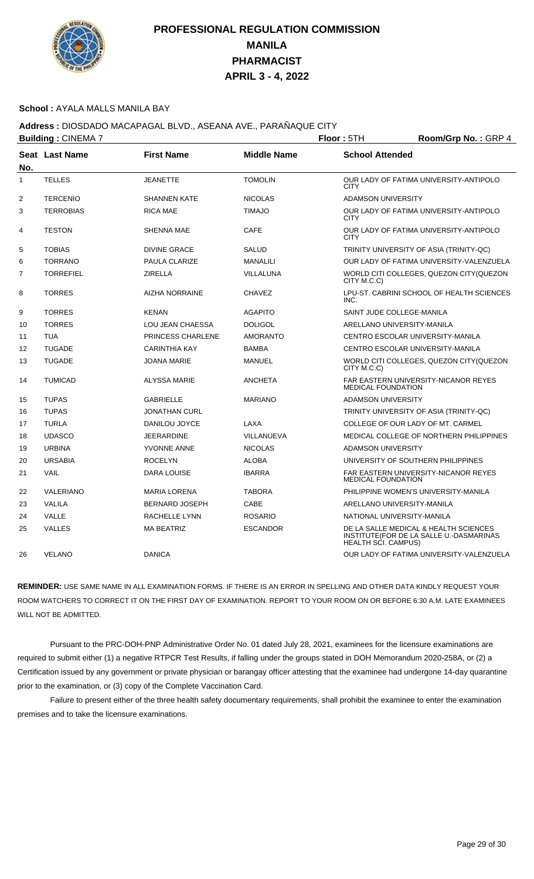# PROFESSIONAL REGULATION COMMISSION
## MANILA
## PHARMACIST
## APRIL 3 - 4, 2022

**School :** AYALA MALLS MANILA BAY

**Address :** DIOSDADO MACAPAGAL BLVD., ASEANA AVE., PARAÑAQUE CITY

**Building :** CINEMA 7 **Floor :** 5TH **Room/Grp No. :** GRP 4

| Seat No. | Last Name | First Name | Middle Name | School Attended |
|---|---|---|---|---|
| 1 | TELLES | JEANETTE | TOMOLIN | OUR LADY OF FATIMA UNIVERSITY-ANTIPOLO CITY |
| 2 | TERCENIO | SHANNEN KATE | NICOLAS | ADAMSON UNIVERSITY |
| 3 | TERROBIAS | RICA MAE | TIMAJO | OUR LADY OF FATIMA UNIVERSITY-ANTIPOLO CITY |
| 4 | TESTON | SHENNA MAE | CAFE | OUR LADY OF FATIMA UNIVERSITY-ANTIPOLO CITY |
| 5 | TOBIAS | DIVINE GRACE | SALUD | TRINITY UNIVERSITY OF ASIA (TRINITY-QC) |
| 6 | TORRANO | PAULA CLARIZE | MANALILI | OUR LADY OF FATIMA UNIVERSITY-VALENZUELA |
| 7 | TORREFIEL | ZIRELLA | VILLALUNA | WORLD CITI COLLEGES, QUEZON CITY(QUEZON CITY M.C.C) |
| 8 | TORRES | AIZHA NORRAINE | CHAVEZ | LPU-ST. CABRINI SCHOOL OF HEALTH SCIENCES INC. |
| 9 | TORRES | KENAN | AGAPITO | SAINT JUDE COLLEGE-MANILA |
| 10 | TORRES | LOU JEAN CHAESSA | DOLIGOL | ARELLANO UNIVERSITY-MANILA |
| 11 | TUA | PRINCESS CHARLENE | AMORANTO | CENTRO ESCOLAR UNIVERSITY-MANILA |
| 12 | TUGADE | CARINTHIA KAY | BAMBA | CENTRO ESCOLAR UNIVERSITY-MANILA |
| 13 | TUGADE | JOANA MARIE | MANUEL | WORLD CITI COLLEGES, QUEZON CITY(QUEZON CITY M.C.C) |
| 14 | TUMICAD | ALYSSA MARIE | ANCHETA | FAR EASTERN UNIVERSITY-NICANOR REYES MEDICAL FOUNDATION |
| 15 | TUPAS | GABRIELLE | MARIANO | ADAMSON UNIVERSITY |
| 16 | TUPAS | JONATHAN CURL | | TRINITY UNIVERSITY OF ASIA (TRINITY-QC) |
| 17 | TURLA | DANILOU JOYCE | LAXA | COLLEGE OF OUR LADY OF MT. CARMEL |
| 18 | UDASCO | JEERARDINE | VILLANUEVA | MEDICAL COLLEGE OF NORTHERN PHILIPPINES |
| 19 | URBINA | YVONNE ANNE | NICOLAS | ADAMSON UNIVERSITY |
| 20 | URSABIA | ROCELYN | ALOBA | UNIVERSITY OF SOUTHERN PHILIPPINES |
| 21 | VAIL | DARA LOUISE | IBARRA | FAR EASTERN UNIVERSITY-NICANOR REYES MEDICAL FOUNDATION |
| 22 | VALERIANO | MARIA LORENA | TABORA | PHILIPPINE WOMEN'S UNIVERSITY-MANILA |
| 23 | VALILA | BERNARD JOSEPH | CABE | ARELLANO UNIVERSITY-MANILA |
| 24 | VALLE | RACHELLE LYNN | ROSARIO | NATIONAL UNIVERSITY-MANILA |
| 25 | VALLES | MA BEATRIZ | ESCANDOR | DE LA SALLE MEDICAL & HEALTH SCIENCES INSTITUTE(FOR DE LA SALLE U.-DASMARINAS HEALTH SCI. CAMPUS) |
| 26 | VELANO | DANICA | | OUR LADY OF FATIMA UNIVERSITY-VALENZUELA |

**REMINDER:** USE SAME NAME IN ALL EXAMINATION FORMS. IF THERE IS AN ERROR IN SPELLING AND OTHER DATA KINDLY REQUEST YOUR ROOM WATCHERS TO CORRECT IT ON THE FIRST DAY OF EXAMINATION. REPORT TO YOUR ROOM ON OR BEFORE 6:30 A.M. LATE EXAMINEES WILL NOT BE ADMITTED.

Pursuant to the PRC-DOH-PNP Administrative Order No. 01 dated July 28, 2021, examinees for the licensure examinations are required to submit either (1) a negative RTPCR Test Results, if falling under the groups stated in DOH Memorandum 2020-258A, or (2) a Certification issued by any government or private physician or barangay officer attesting that the examinee had undergone 14-day quarantine prior to the examination, or (3) copy of the Complete Vaccination Card.

Failure to present either of the three health safety documentary requirements, shall prohibit the examinee to enter the examination premises and to take the licensure examinations.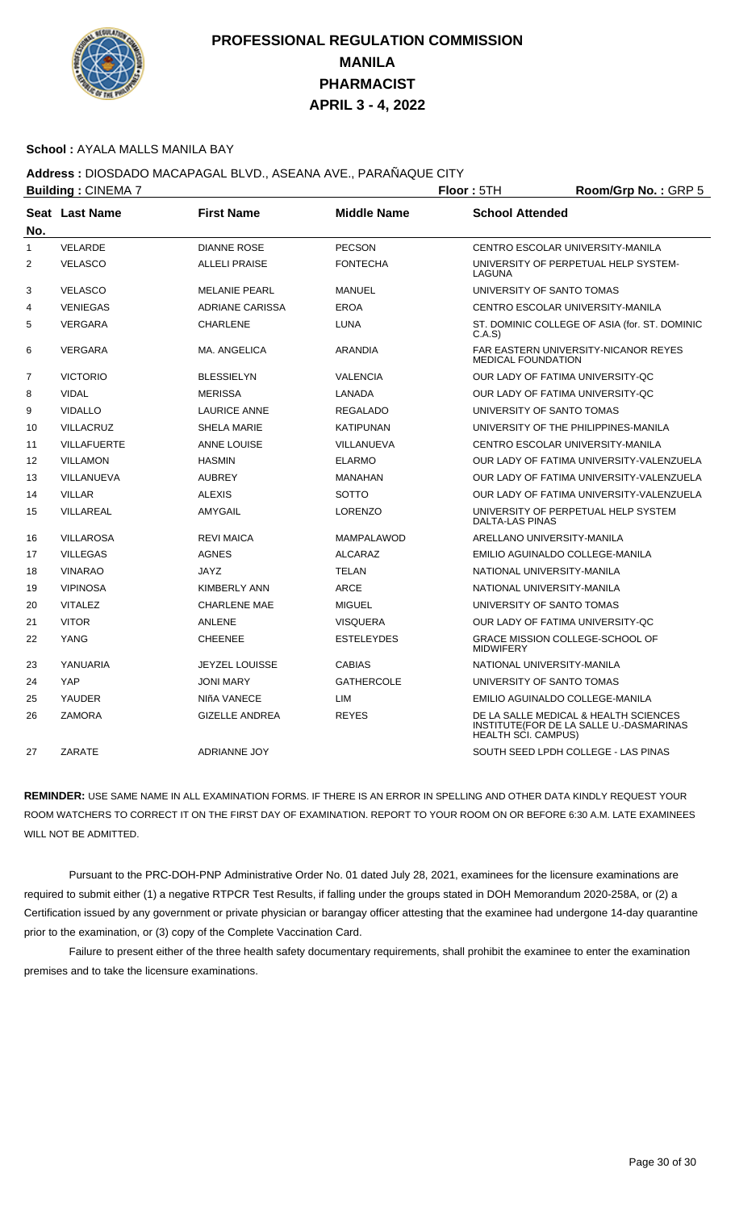# PROFESSIONAL REGULATION COMMISSION
# MANILA
# PHARMACIST
# APRIL 3 - 4, 2022

**School :** AYALA MALLS MANILA BAY

**Address :** DIOSDADO MACAPAGAL BLVD., ASEANA AVE., PARAÑAQUE CITY

**Building :** CINEMA 7 **Floor :** 5TH **Room/Grp No. :** GRP 5

| Seat No. | Last Name | First Name | Middle Name | School Attended |
|---|---|---|---|---|
| 1 | VELARDE | DIANNE ROSE | PECSON | CENTRO ESCOLAR UNIVERSITY-MANILA |
| 2 | VELASCO | ALLELI PRAISE | FONTECHA | UNIVERSITY OF PERPETUAL HELP SYSTEM-LAGUNA |
| 3 | VELASCO | MELANIE PEARL | MANUEL | UNIVERSITY OF SANTO TOMAS |
| 4 | VENIEGAS | ADRIANE CARISSA | EROA | CENTRO ESCOLAR UNIVERSITY-MANILA |
| 5 | VERGARA | CHARLENE | LUNA | ST. DOMINIC COLLEGE OF ASIA (for. ST. DOMINIC C.A.S) |
| 6 | VERGARA | MA. ANGELICA | ARANDIA | FAR EASTERN UNIVERSITY-NICANOR REYES MEDICAL FOUNDATION |
| 7 | VICTORIO | BLESSIELYN | VALENCIA | OUR LADY OF FATIMA UNIVERSITY-QC |
| 8 | VIDAL | MERISSA | LANADA | OUR LADY OF FATIMA UNIVERSITY-QC |
| 9 | VIDALLO | LAURICE ANNE | REGALADO | UNIVERSITY OF SANTO TOMAS |
| 10 | VILLACRUZ | SHELA MARIE | KATIPUNAN | UNIVERSITY OF THE PHILIPPINES-MANILA |
| 11 | VILLAFUERTE | ANNE LOUISE | VILLANUEVA | CENTRO ESCOLAR UNIVERSITY-MANILA |
| 12 | VILLAMON | HASMIN | ELARMO | OUR LADY OF FATIMA UNIVERSITY-VALENZUELA |
| 13 | VILLANUEVA | AUBREY | MANAHAN | OUR LADY OF FATIMA UNIVERSITY-VALENZUELA |
| 14 | VILLAR | ALEXIS | SOTTO | OUR LADY OF FATIMA UNIVERSITY-VALENZUELA |
| 15 | VILLAREAL | AMYGAIL | LORENZO | UNIVERSITY OF PERPETUAL HELP SYSTEM DALTA-LAS PINAS |
| 16 | VILLAROSA | REVI MAICA | MAMPALAWOD | ARELLANO UNIVERSITY-MANILA |
| 17 | VILLEGAS | AGNES | ALCARAZ | EMILIO AGUINALDO COLLEGE-MANILA |
| 18 | VINARAO | JAYZ | TELAN | NATIONAL UNIVERSITY-MANILA |
| 19 | VIPINOSA | KIMBERLY ANN | ARCE | NATIONAL UNIVERSITY-MANILA |
| 20 | VITALEZ | CHARLENE MAE | MIGUEL | UNIVERSITY OF SANTO TOMAS |
| 21 | VITOR | ANLENE | VISQUERA | OUR LADY OF FATIMA UNIVERSITY-QC |
| 22 | YANG | CHEENEE | ESTELEYDES | GRACE MISSION COLLEGE-SCHOOL OF MIDWIFERY |
| 23 | YANUARIA | JEYZEL LOUISSE | CABIAS | NATIONAL UNIVERSITY-MANILA |
| 24 | YAP | JONI MARY | GATHERCOLE | UNIVERSITY OF SANTO TOMAS |
| 25 | YAUDER | NIñA VANECE | LIM | EMILIO AGUINALDO COLLEGE-MANILA |
| 26 | ZAMORA | GIZELLE ANDREA | REYES | DE LA SALLE MEDICAL & HEALTH SCIENCES INSTITUTE(FOR DE LA SALLE U.-DASMARINAS HEALTH SCI. CAMPUS) |
| 27 | ZARATE | ADRIANNE JOY | | SOUTH SEED LPDH COLLEGE - LAS PINAS |

**REMINDER:** USE SAME NAME IN ALL EXAMINATION FORMS. IF THERE IS AN ERROR IN SPELLING AND OTHER DATA KINDLY REQUEST YOUR ROOM WATCHERS TO CORRECT IT ON THE FIRST DAY OF EXAMINATION. REPORT TO YOUR ROOM ON OR BEFORE 6:30 A.M. LATE EXAMINEES WILL NOT BE ADMITTED.

Pursuant to the PRC-DOH-PNP Administrative Order No. 01 dated July 28, 2021, examinees for the licensure examinations are required to submit either (1) a negative RTPCR Test Results, if falling under the groups stated in DOH Memorandum 2020-258A, or (2) a Certification issued by any government or private physician or barangay officer attesting that the examinee had undergone 14-day quarantine prior to the examination, or (3) copy of the Complete Vaccination Card.

Failure to present either of the three health safety documentary requirements, shall prohibit the examinee to enter the examination premises and to take the licensure examinations.